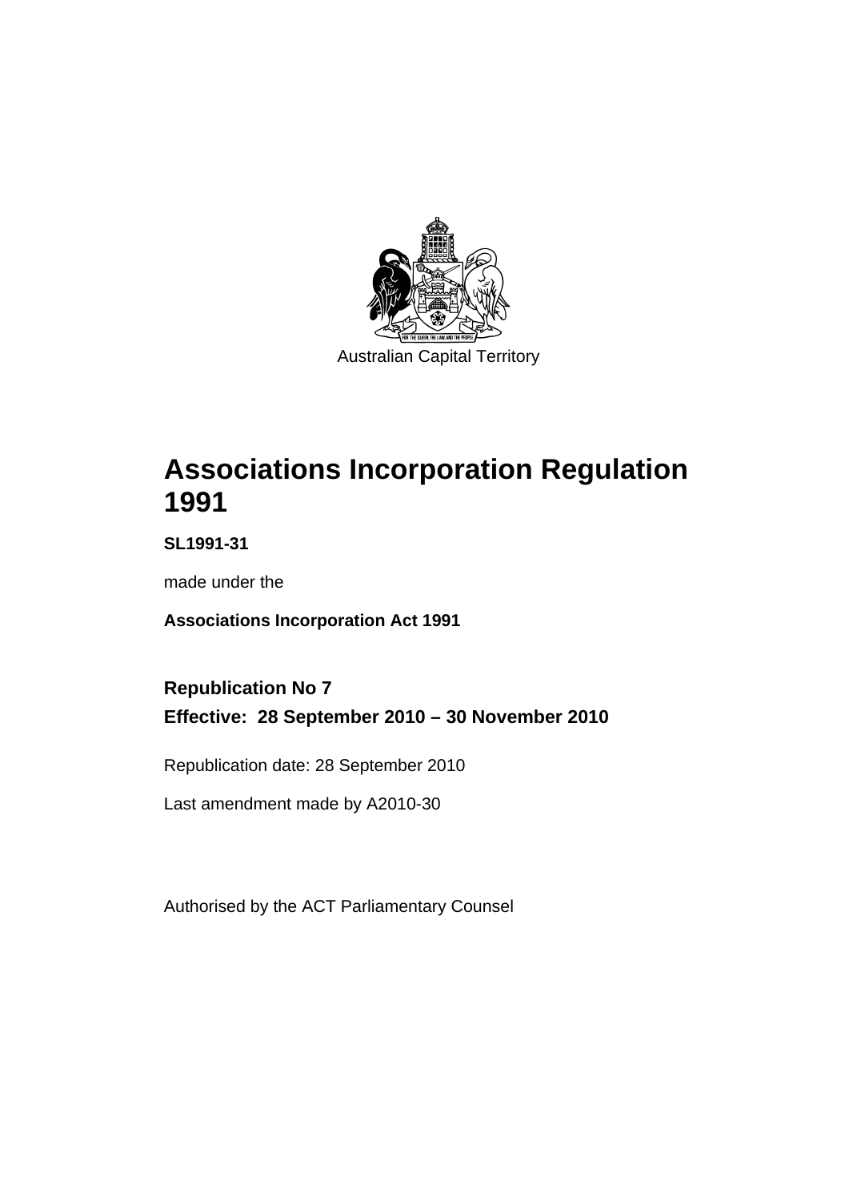Australian Capital Territory

# Associations Incorporation Regulation 1991

**SL1991-31**

made under the

**Associations Incorporation Act 1991**

**Republication No 7**

**Effective: 28 September 2010 – 30 November 2010**

Republication date: 28 September 2010

Last amendment made by A2010-30

Authorised by the ACT Parliamentary Counsel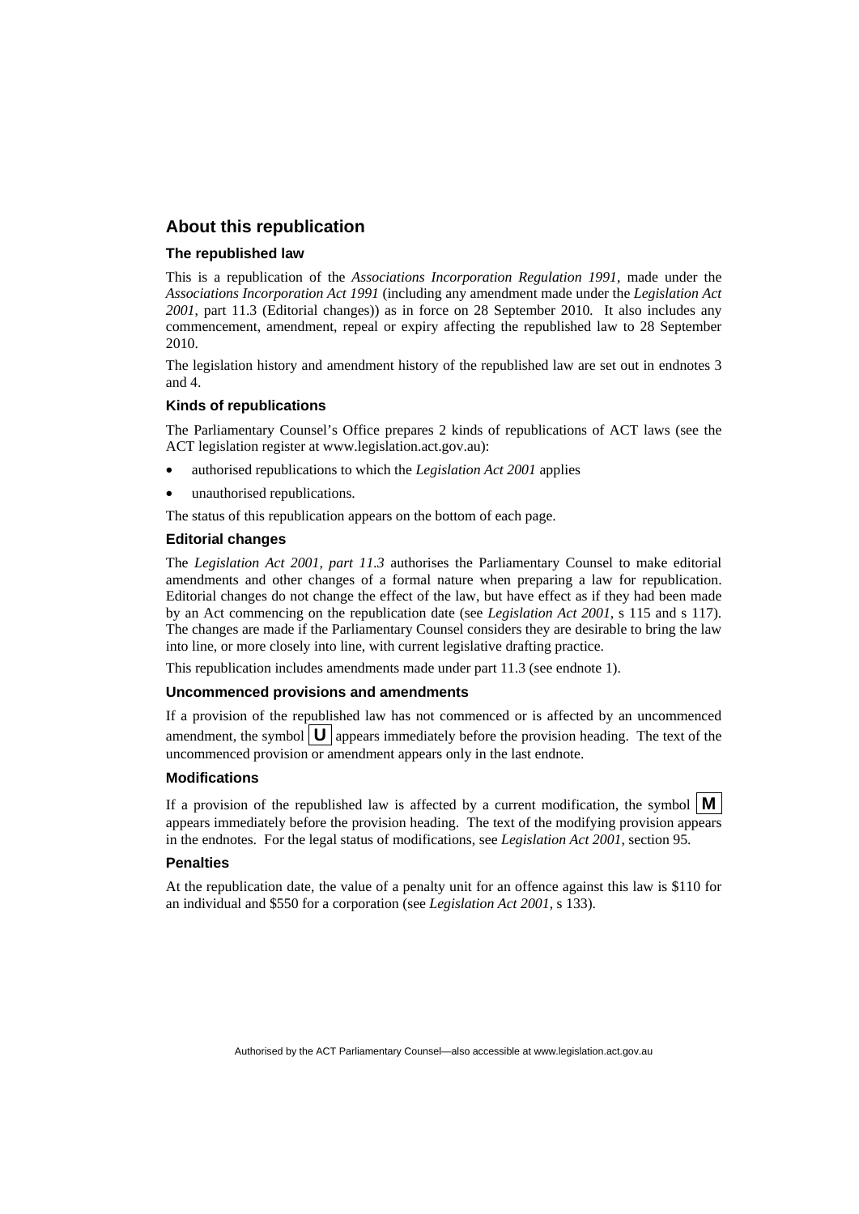## About this republication

### The republished law

This is a republication of the *Associations Incorporation Regulation 1991*, made under the *Associations Incorporation Act 1991* (including any amendment made under the *Legislation Act 2001*, part 11.3 (Editorial changes)) as in force on 28 September 2010*.* It also includes any commencement, amendment, repeal or expiry affecting the republished law to 28 September 2010.

The legislation history and amendment history of the republished law are set out in endnotes 3 and 4.

### Kinds of republications

The Parliamentary Counsel's Office prepares 2 kinds of republications of ACT laws (see the ACT legislation register at www.legislation.act.gov.au):

- authorised republications to which the *Legislation Act 2001* applies
- unauthorised republications.

The status of this republication appears on the bottom of each page.

### Editorial changes

The *Legislation Act 2001, part 11.3* authorises the Parliamentary Counsel to make editorial amendments and other changes of a formal nature when preparing a law for republication. Editorial changes do not change the effect of the law, but have effect as if they had been made by an Act commencing on the republication date (see *Legislation Act 2001*, s 115 and s 117). The changes are made if the Parliamentary Counsel considers they are desirable to bring the law into line, or more closely into line, with current legislative drafting practice.

This republication includes amendments made under part 11.3 (see endnote 1).

### Uncommenced provisions and amendments

If a provision of the republished law has not commenced or is affected by an uncommenced amendment, the symbol **U** appears immediately before the provision heading. The text of the uncommenced provision or amendment appears only in the last endnote.

### Modifications

If a provision of the republished law is affected by a current modification, the symbol **M** appears immediately before the provision heading. The text of the modifying provision appears in the endnotes. For the legal status of modifications, see *Legislation Act 2001*, section 95.

### Penalties

At the republication date, the value of a penalty unit for an offence against this law is $110 for an individual and $550 for a corporation (see *Legislation Act 2001*, s 133).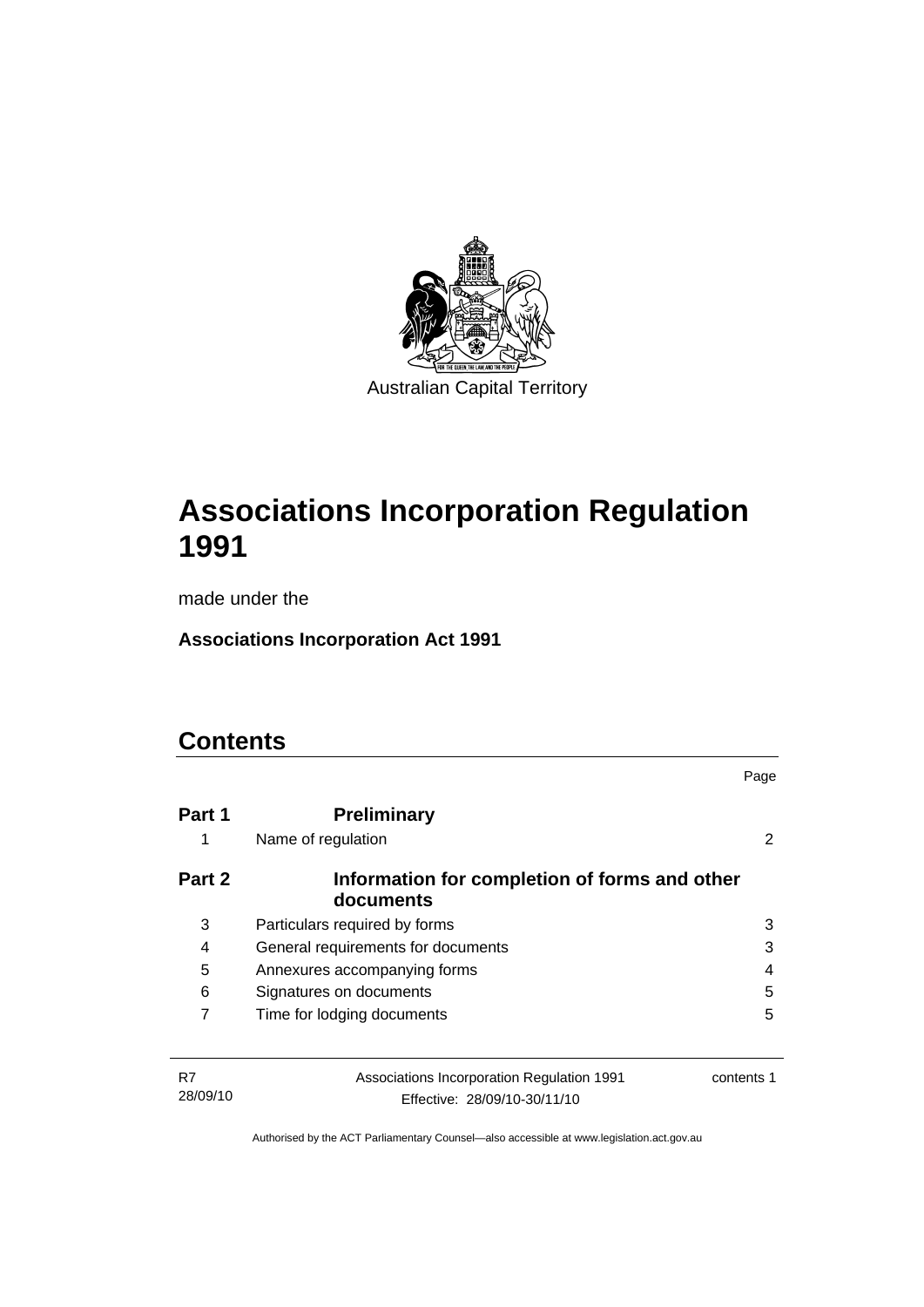Australian Capital Territory

# Associations Incorporation Regulation 1991

made under the

**Associations Incorporation Act 1991**

## Contents

| | | Page |
|---|---|---|
| **Part 1** | **Preliminary** | |
| 1 | Name of regulation | 2 |
| **Part 2** | **Information for completion of forms and other documents** | |
| 3 | Particulars required by forms | 3 |
| 4 | General requirements for documents | 3 |
| 5 | Annexures accompanying forms | 4 |
| 6 | Signatures on documents | 5 |
| 7 | Time for lodging documents | 5 |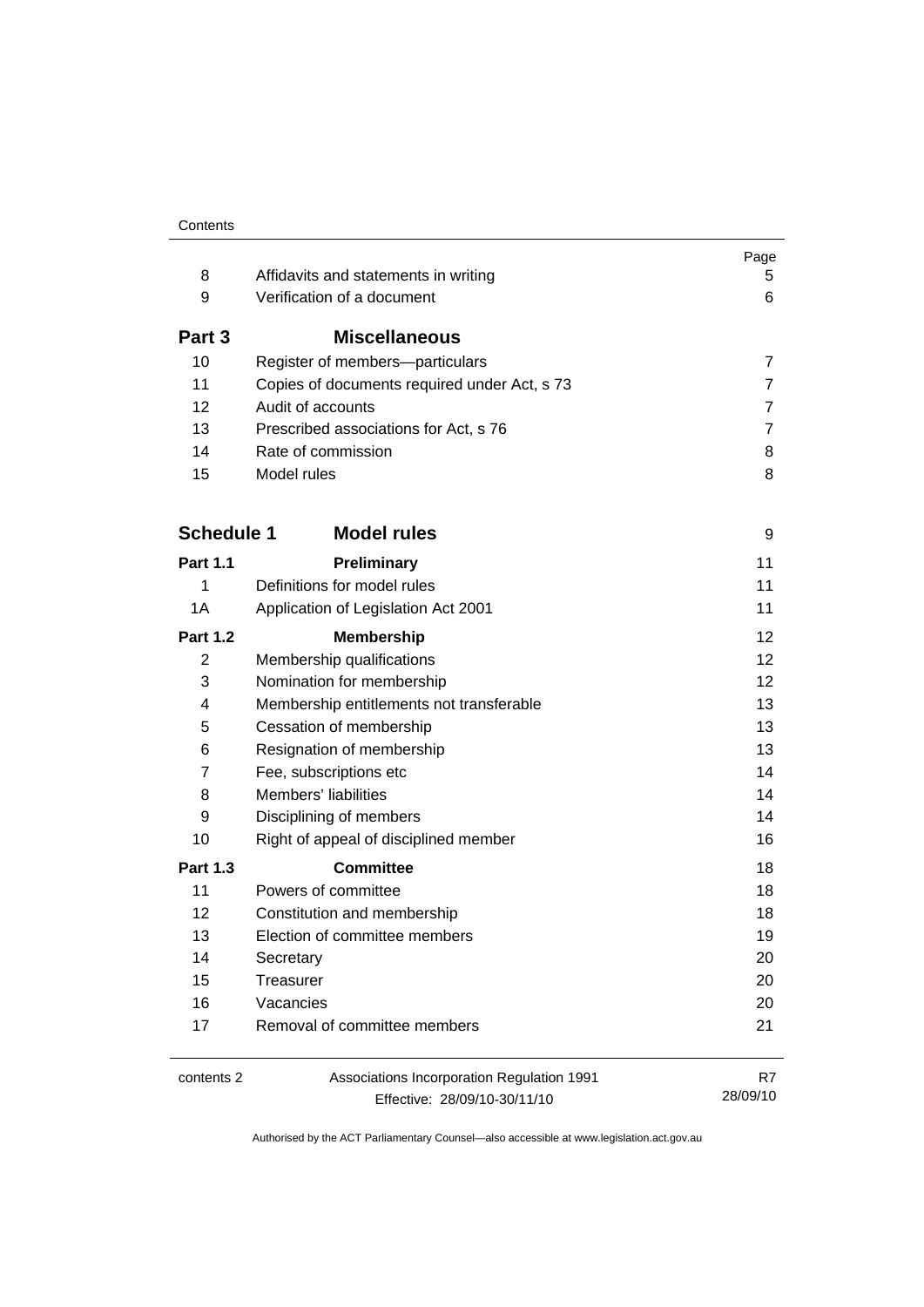| | | Page |
|---|---|---|
| 8 | Affidavits and statements in writing | 5 |
| 9 | Verification of a document | 6 |
| **Part 3** | **Miscellaneous** | |
| 10 | Register of members—particulars | 7 |
| 11 | Copies of documents required under Act, s 73 | 7 |
| 12 | Audit of accounts | 7 |
| 13 | Prescribed associations for Act, s 76 | 7 |
| 14 | Rate of commission | 8 |
| 15 | Model rules | 8 |
| **Schedule 1** | **Model rules** | 9 |
| **Part 1.1** | **Preliminary** | 11 |
| 1 | Definitions for model rules | 11 |
| 1A | Application of Legislation Act 2001 | 11 |
| **Part 1.2** | **Membership** | 12 |
| 2 | Membership qualifications | 12 |
| 3 | Nomination for membership | 12 |
| 4 | Membership entitlements not transferable | 13 |
| 5 | Cessation of membership | 13 |
| 6 | Resignation of membership | 13 |
| 7 | Fee, subscriptions etc | 14 |
| 8 | Members' liabilities | 14 |
| 9 | Disciplining of members | 14 |
| 10 | Right of appeal of disciplined member | 16 |
| **Part 1.3** | **Committee** | 18 |
| 11 | Powers of committee | 18 |
| 12 | Constitution and membership | 18 |
| 13 | Election of committee members | 19 |
| 14 | Secretary | 20 |
| 15 | Treasurer | 20 |
| 16 | Vacancies | 20 |
| 17 | Removal of committee members | 21 |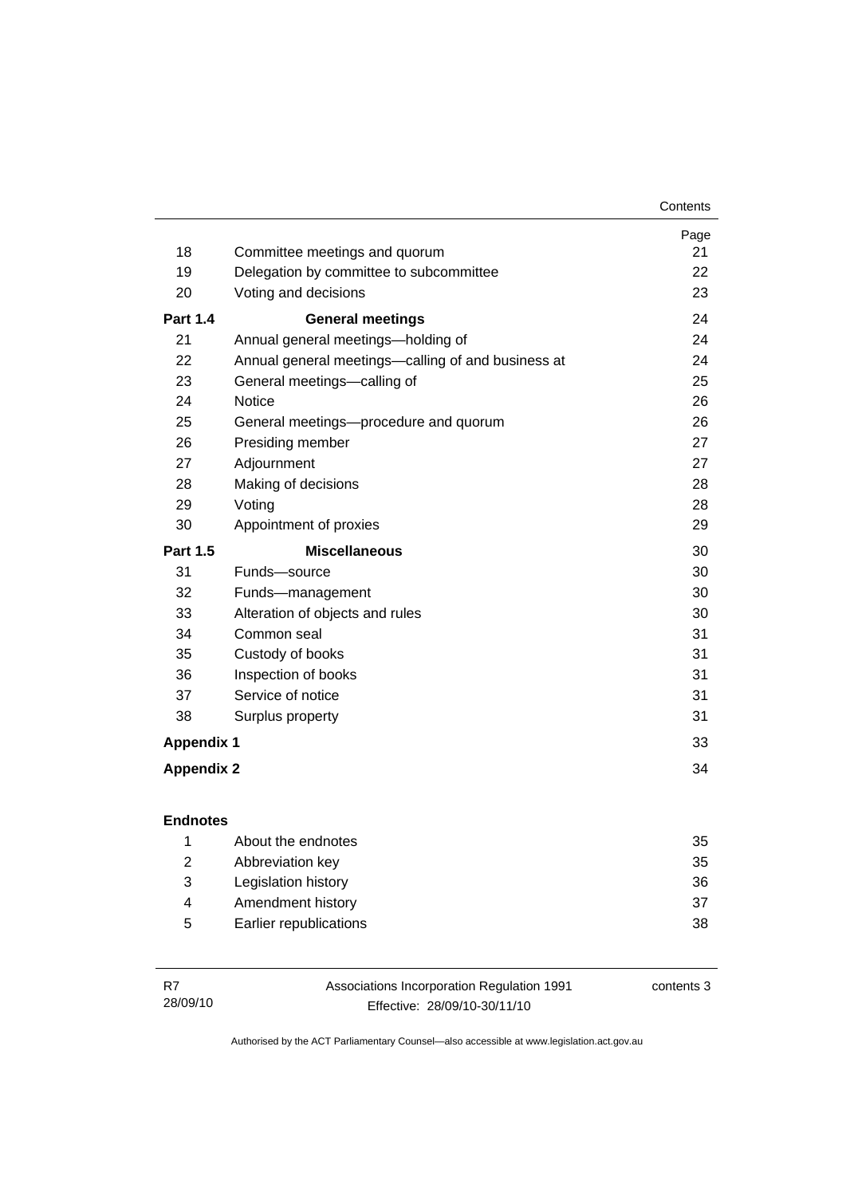| | | Page |
|---|---|---|
| 18 | Committee meetings and quorum | 21 |
| 19 | Delegation by committee to subcommittee | 22 |
| 20 | Voting and decisions | 23 |
| **Part 1.4** | **General meetings** | 24 |
| 21 | Annual general meetings—holding of | 24 |
| 22 | Annual general meetings—calling of and business at | 24 |
| 23 | General meetings—calling of | 25 |
| 24 | Notice | 26 |
| 25 | General meetings—procedure and quorum | 26 |
| 26 | Presiding member | 27 |
| 27 | Adjournment | 27 |
| 28 | Making of decisions | 28 |
| 29 | Voting | 28 |
| 30 | Appointment of proxies | 29 |
| **Part 1.5** | **Miscellaneous** | 30 |
| 31 | Funds—source | 30 |
| 32 | Funds—management | 30 |
| 33 | Alteration of objects and rules | 30 |
| 34 | Common seal | 31 |
| 35 | Custody of books | 31 |
| 36 | Inspection of books | 31 |
| 37 | Service of notice | 31 |
| 38 | Surplus property | 31 |
| **Appendix 1** | | 33 |
| **Appendix 2** | | 34 |

**Endnotes**

| | | |
|---|---|---|
| 1 | About the endnotes | 35 |
| 2 | Abbreviation key | 35 |
| 3 | Legislation history | 36 |
| 4 | Amendment history | 37 |
| 5 | Earlier republications | 38 |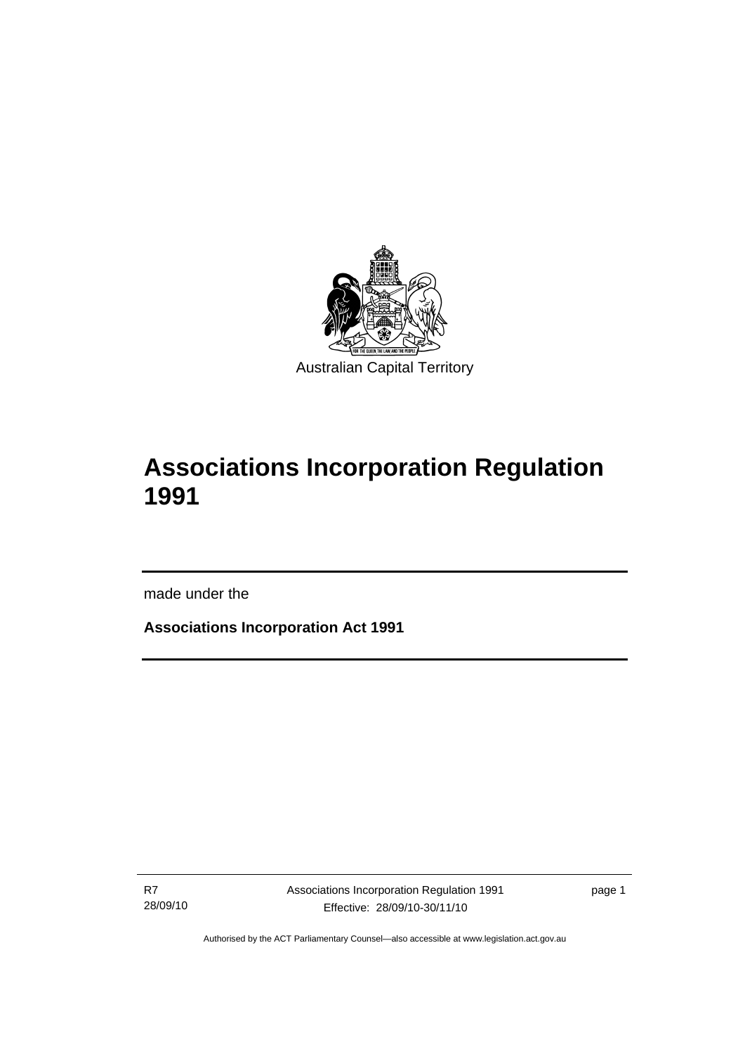Australian Capital Territory

# Associations Incorporation Regulation 1991

made under the

**Associations Incorporation Act 1991**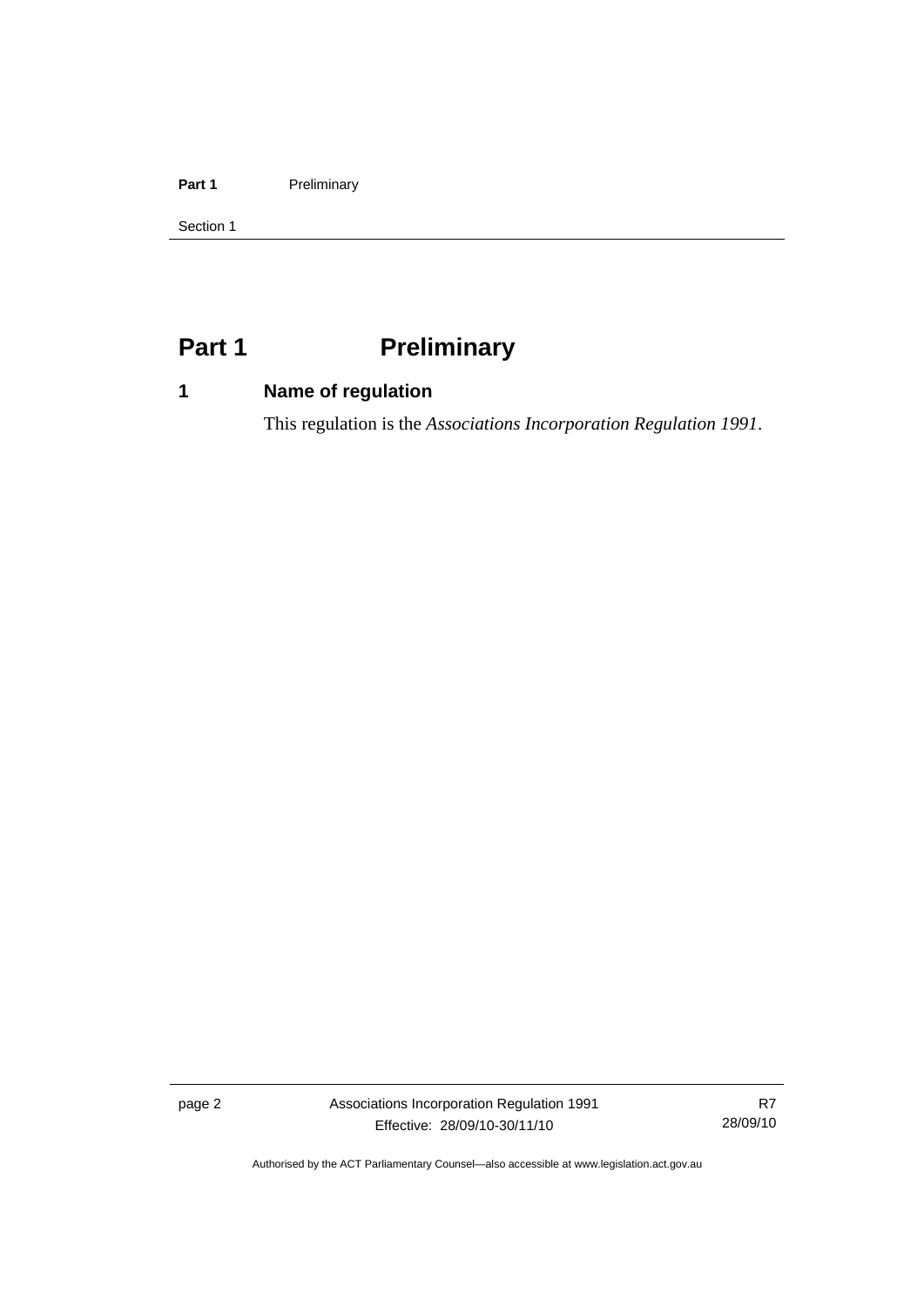# Part 1 Preliminary

## 1 Name of regulation

This regulation is the *Associations Incorporation Regulation 1991*.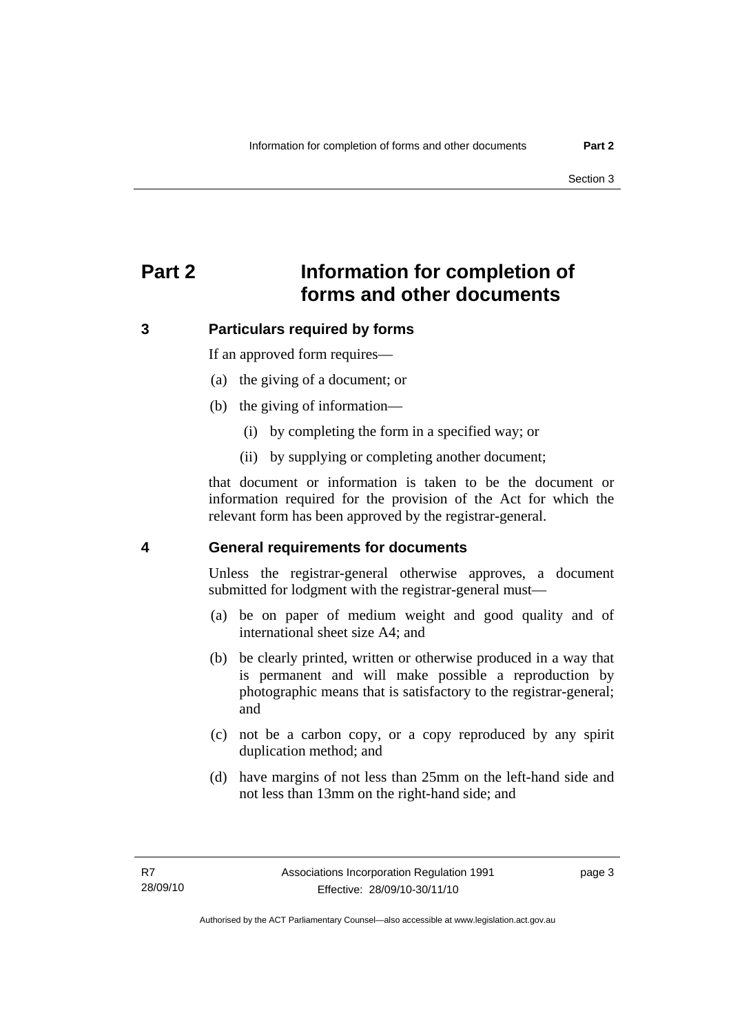# Part 2 Information for completion of forms and other documents

## 3 Particulars required by forms

If an approved form requires—

(a) the giving of a document; or

(b) the giving of information—

  (i) by completing the form in a specified way; or

  (ii) by supplying or completing another document;

that document or information is taken to be the document or information required for the provision of the Act for which the relevant form has been approved by the registrar-general.

## 4 General requirements for documents

Unless the registrar-general otherwise approves, a document submitted for lodgment with the registrar-general must—

(a) be on paper of medium weight and good quality and of international sheet size A4; and

(b) be clearly printed, written or otherwise produced in a way that is permanent and will make possible a reproduction by photographic means that is satisfactory to the registrar-general; and

(c) not be a carbon copy, or a copy reproduced by any spirit duplication method; and

(d) have margins of not less than 25mm on the left-hand side and not less than 13mm on the right-hand side; and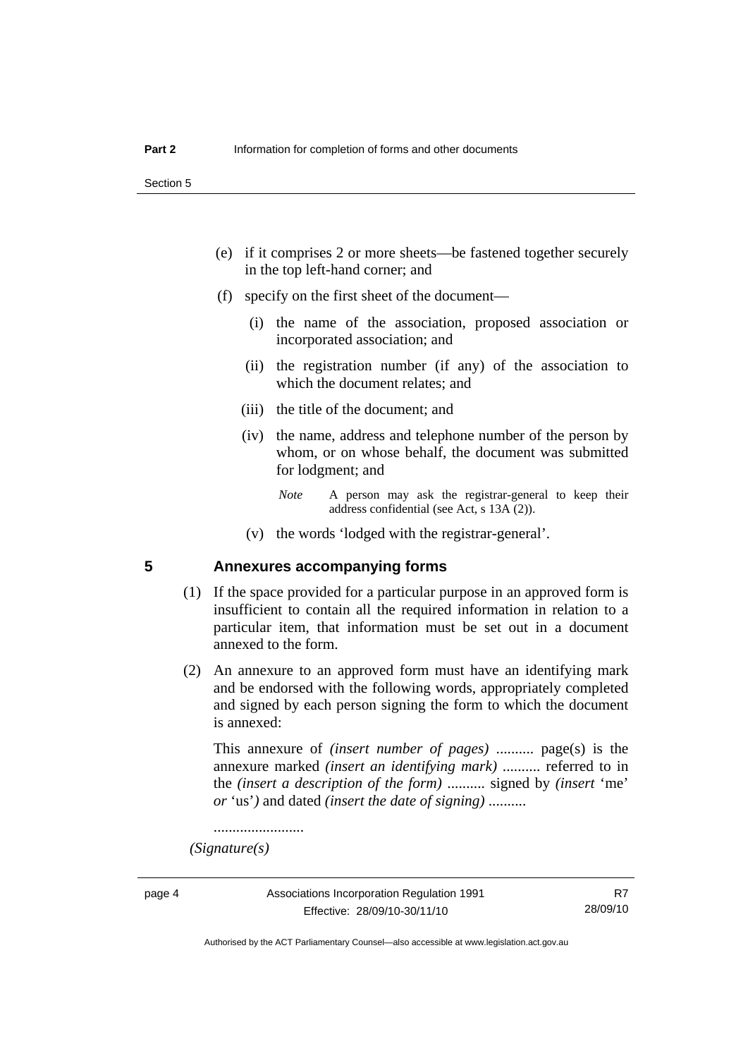(e) if it comprises 2 or more sheets—be fastened together securely in the top left-hand corner; and

(f) specify on the first sheet of the document—

(i) the name of the association, proposed association or incorporated association; and

(ii) the registration number (if any) of the association to which the document relates; and

(iii) the title of the document; and

(iv) the name, address and telephone number of the person by whom, or on whose behalf, the document was submitted for lodgment; and

*Note* A person may ask the registrar-general to keep their address confidential (see Act, s 13A (2)).

(v) the words 'lodged with the registrar-general'.

## 5 Annexures accompanying forms

(1) If the space provided for a particular purpose in an approved form is insufficient to contain all the required information in relation to a particular item, that information must be set out in a document annexed to the form.

(2) An annexure to an approved form must have an identifying mark and be endorsed with the following words, appropriately completed and signed by each person signing the form to which the document is annexed:

This annexure of *(insert number of pages)* .......... page(s) is the annexure marked *(insert an identifying mark)* .......... referred to in the *(insert a description of the form)* .......... signed by *(insert* 'me' *or* 'us'*)* and dated *(insert the date of signing)* ..........

........................

*(Signature(s)*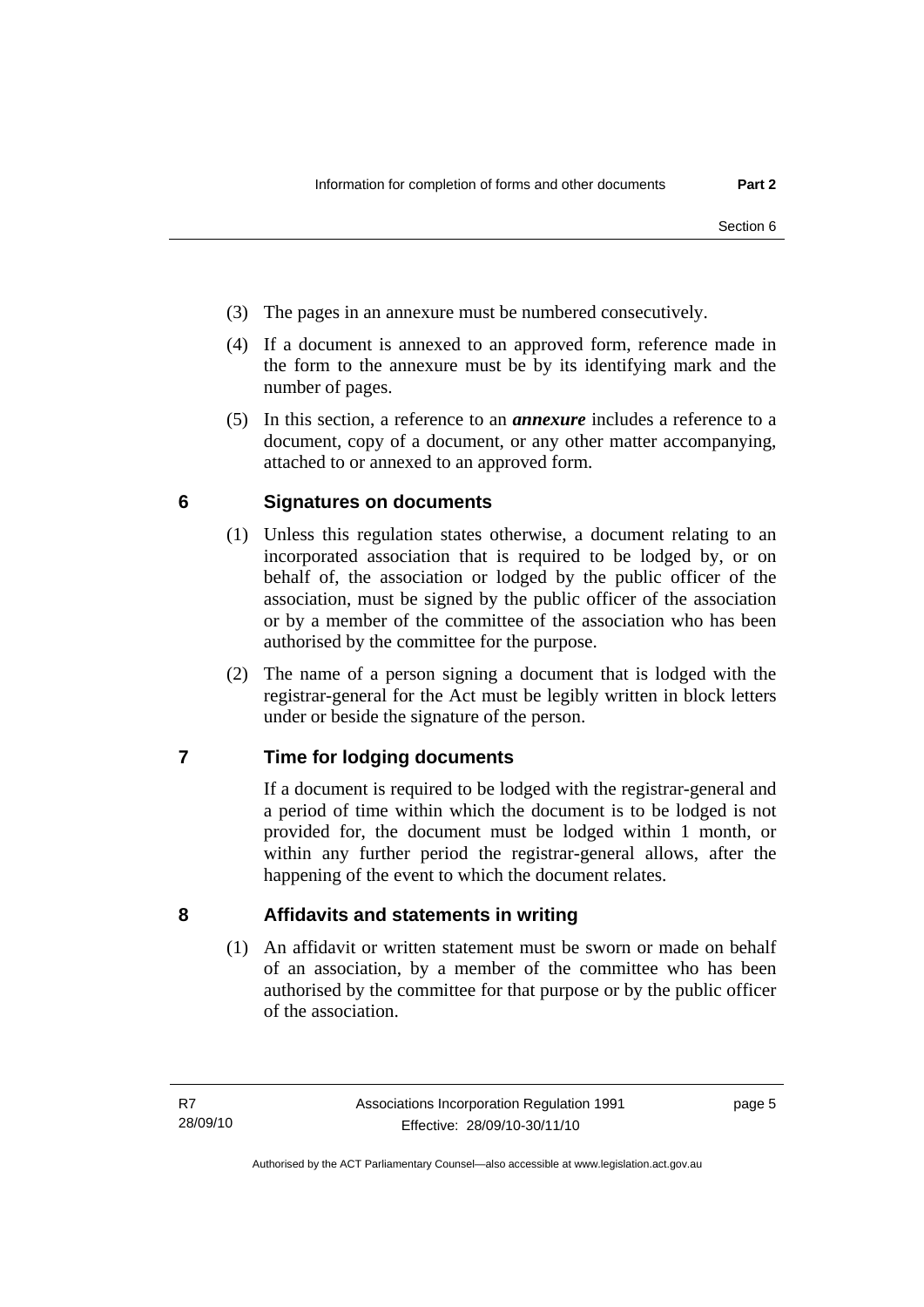(3) The pages in an annexure must be numbered consecutively.

(4) If a document is annexed to an approved form, reference made in the form to the annexure must be by its identifying mark and the number of pages.

(5) In this section, a reference to an ***annexure*** includes a reference to a document, copy of a document, or any other matter accompanying, attached to or annexed to an approved form.

## 6 Signatures on documents

(1) Unless this regulation states otherwise, a document relating to an incorporated association that is required to be lodged by, or on behalf of, the association or lodged by the public officer of the association, must be signed by the public officer of the association or by a member of the committee of the association who has been authorised by the committee for the purpose.

(2) The name of a person signing a document that is lodged with the registrar-general for the Act must be legibly written in block letters under or beside the signature of the person.

## 7 Time for lodging documents

If a document is required to be lodged with the registrar-general and a period of time within which the document is to be lodged is not provided for, the document must be lodged within 1 month, or within any further period the registrar-general allows, after the happening of the event to which the document relates.

## 8 Affidavits and statements in writing

(1) An affidavit or written statement must be sworn or made on behalf of an association, by a member of the committee who has been authorised by the committee for that purpose or by the public officer of the association.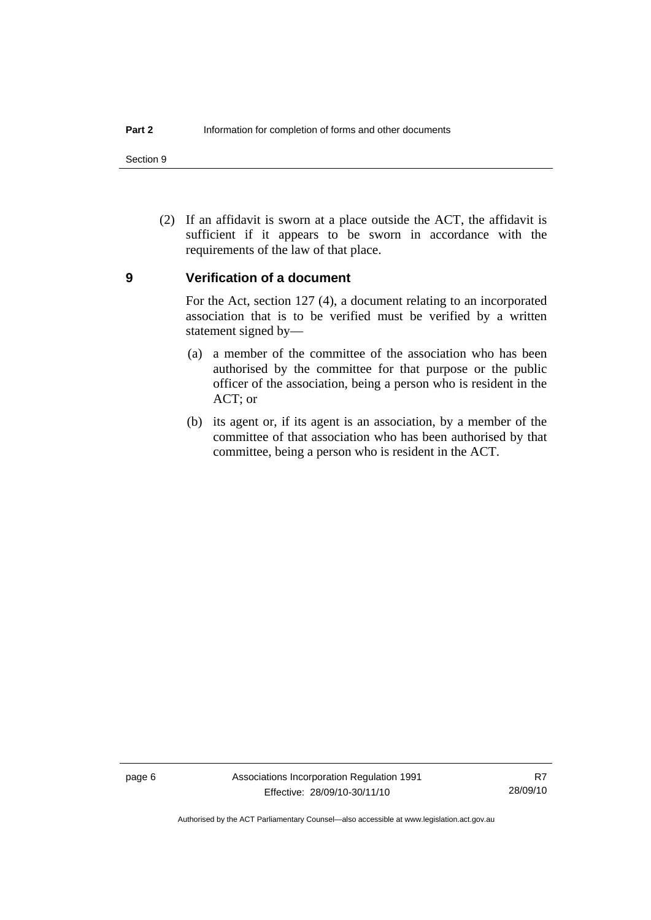(2) If an affidavit is sworn at a place outside the ACT, the affidavit is sufficient if it appears to be sworn in accordance with the requirements of the law of that place.

## 9 Verification of a document

For the Act, section 127 (4), a document relating to an incorporated association that is to be verified must be verified by a written statement signed by—

(a) a member of the committee of the association who has been authorised by the committee for that purpose or the public officer of the association, being a person who is resident in the ACT; or

(b) its agent or, if its agent is an association, by a member of the committee of that association who has been authorised by that committee, being a person who is resident in the ACT.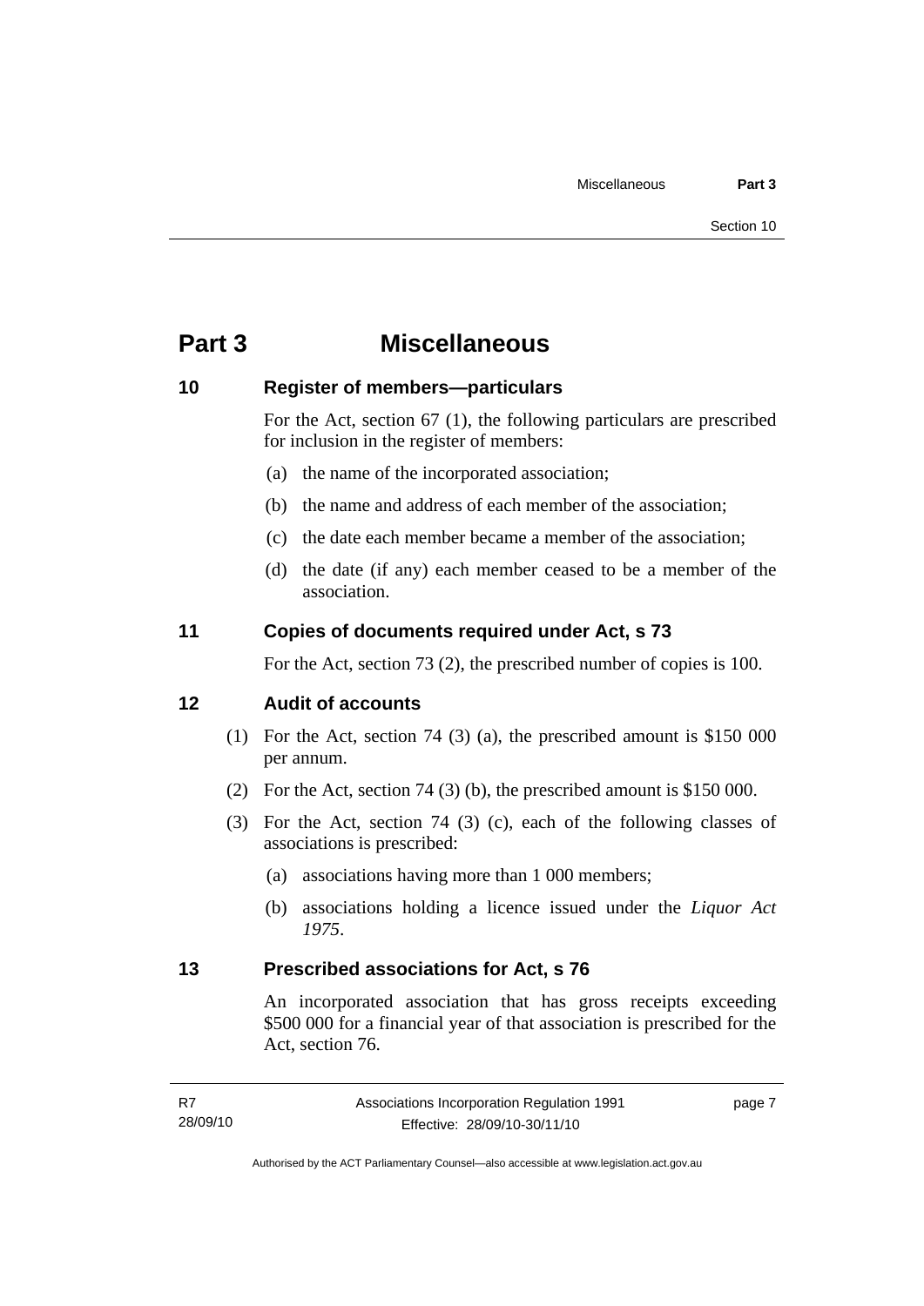# Part 3 Miscellaneous

## 10 Register of members—particulars

For the Act, section 67 (1), the following particulars are prescribed for inclusion in the register of members:

(a) the name of the incorporated association;

(b) the name and address of each member of the association;

(c) the date each member became a member of the association;

(d) the date (if any) each member ceased to be a member of the association.

## 11 Copies of documents required under Act, s 73

For the Act, section 73 (2), the prescribed number of copies is 100.

## 12 Audit of accounts

(1) For the Act, section 74 (3) (a), the prescribed amount is $150 000 per annum.

(2) For the Act, section 74 (3) (b), the prescribed amount is $150 000.

(3) For the Act, section 74 (3) (c), each of the following classes of associations is prescribed:

(a) associations having more than 1 000 members;

(b) associations holding a licence issued under the *Liquor Act 1975*.

## 13 Prescribed associations for Act, s 76

An incorporated association that has gross receipts exceeding $500 000 for a financial year of that association is prescribed for the Act, section 76.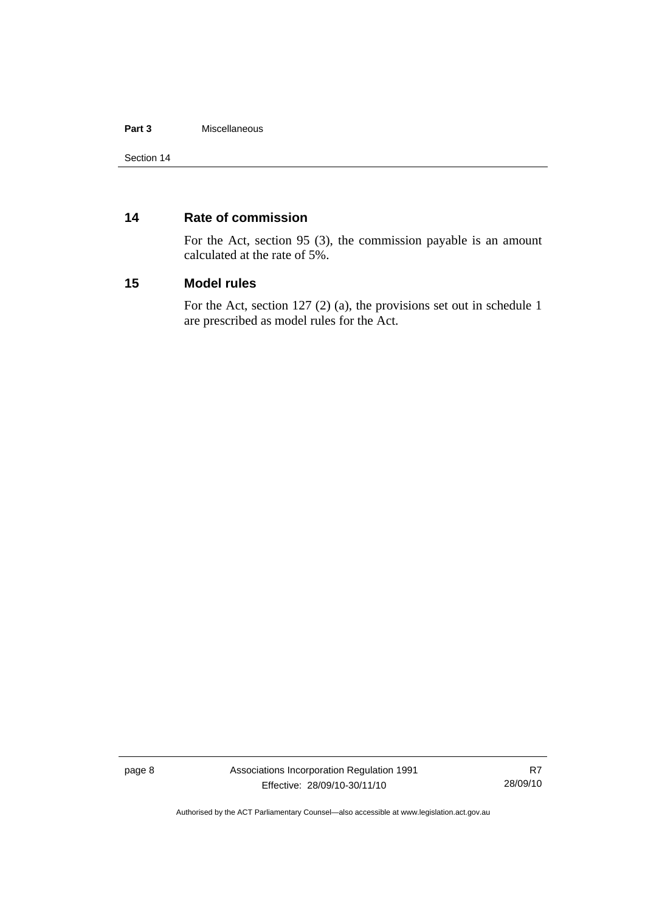## 14 Rate of commission

For the Act, section 95 (3), the commission payable is an amount calculated at the rate of 5%.

## 15 Model rules

For the Act, section 127 (2) (a), the provisions set out in schedule 1 are prescribed as model rules for the Act.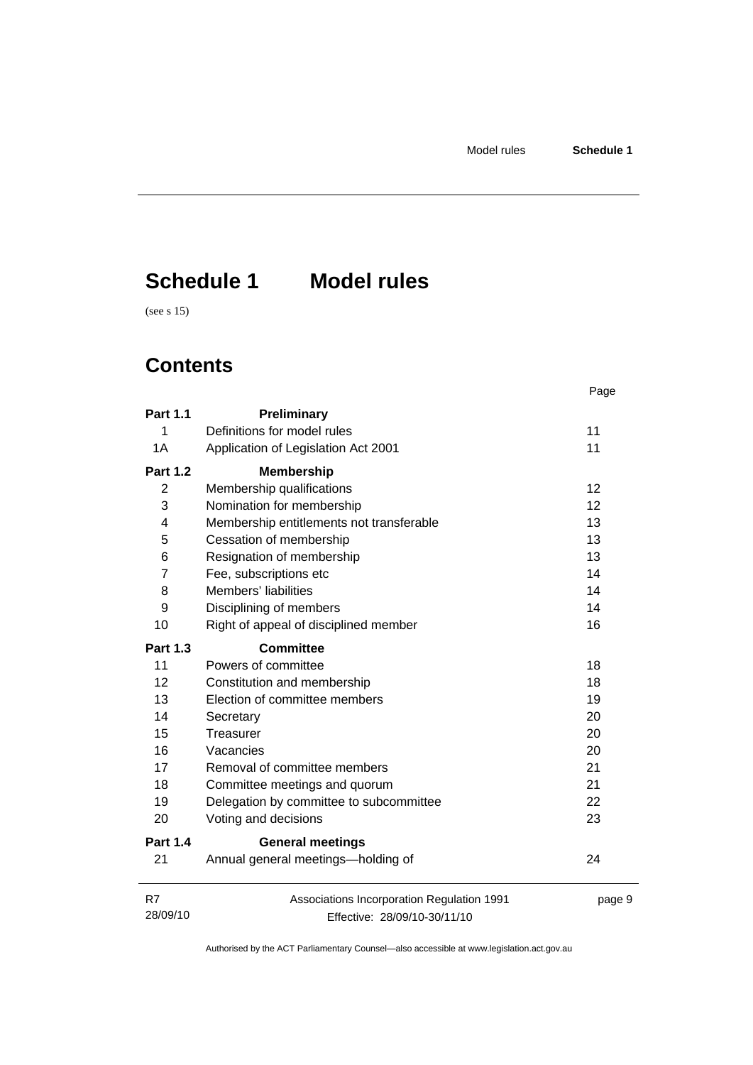# Schedule 1 Model rules

(see s 15)

## Contents

| | | Page |
|---|---|---|
| **Part 1.1** | **Preliminary** | |
| 1 | Definitions for model rules | 11 |
| 1A | Application of Legislation Act 2001 | 11 |
| **Part 1.2** | **Membership** | |
| 2 | Membership qualifications | 12 |
| 3 | Nomination for membership | 12 |
| 4 | Membership entitlements not transferable | 13 |
| 5 | Cessation of membership | 13 |
| 6 | Resignation of membership | 13 |
| 7 | Fee, subscriptions etc | 14 |
| 8 | Members' liabilities | 14 |
| 9 | Disciplining of members | 14 |
| 10 | Right of appeal of disciplined member | 16 |
| **Part 1.3** | **Committee** | |
| 11 | Powers of committee | 18 |
| 12 | Constitution and membership | 18 |
| 13 | Election of committee members | 19 |
| 14 | Secretary | 20 |
| 15 | Treasurer | 20 |
| 16 | Vacancies | 20 |
| 17 | Removal of committee members | 21 |
| 18 | Committee meetings and quorum | 21 |
| 19 | Delegation by committee to subcommittee | 22 |
| 20 | Voting and decisions | 23 |
| **Part 1.4** | **General meetings** | |
| 21 | Annual general meetings—holding of | 24 |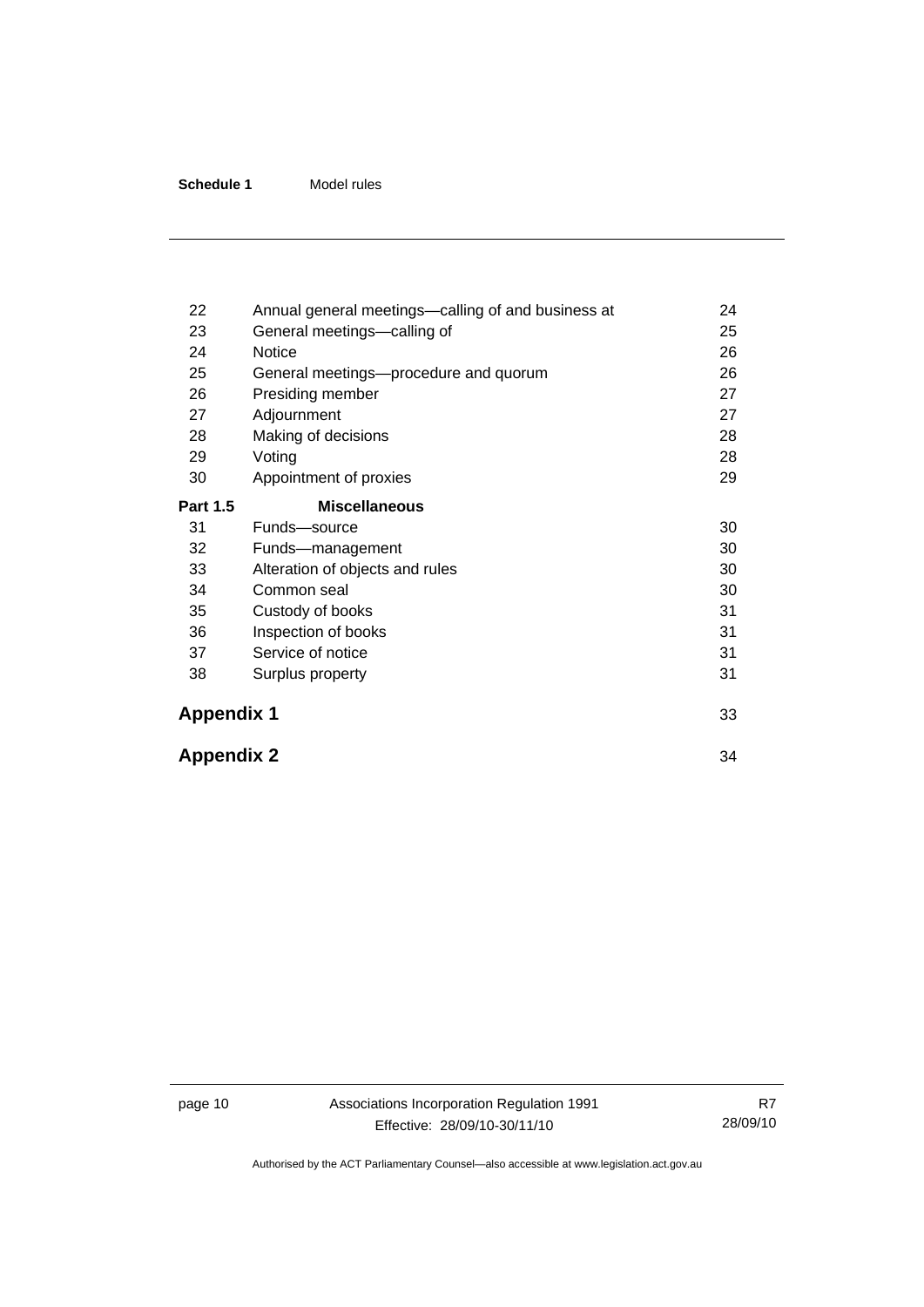| | | |
|---|---|---|
| 22 | Annual general meetings—calling of and business at | 24 |
| 23 | General meetings—calling of | 25 |
| 24 | Notice | 26 |
| 25 | General meetings—procedure and quorum | 26 |
| 26 | Presiding member | 27 |
| 27 | Adjournment | 27 |
| 28 | Making of decisions | 28 |
| 29 | Voting | 28 |
| 30 | Appointment of proxies | 29 |
| **Part 1.5** | **Miscellaneous** | |
| 31 | Funds—source | 30 |
| 32 | Funds—management | 30 |
| 33 | Alteration of objects and rules | 30 |
| 34 | Common seal | 30 |
| 35 | Custody of books | 31 |
| 36 | Inspection of books | 31 |
| 37 | Service of notice | 31 |
| 38 | Surplus property | 31 |

**Appendix 1** 33

**Appendix 2** 34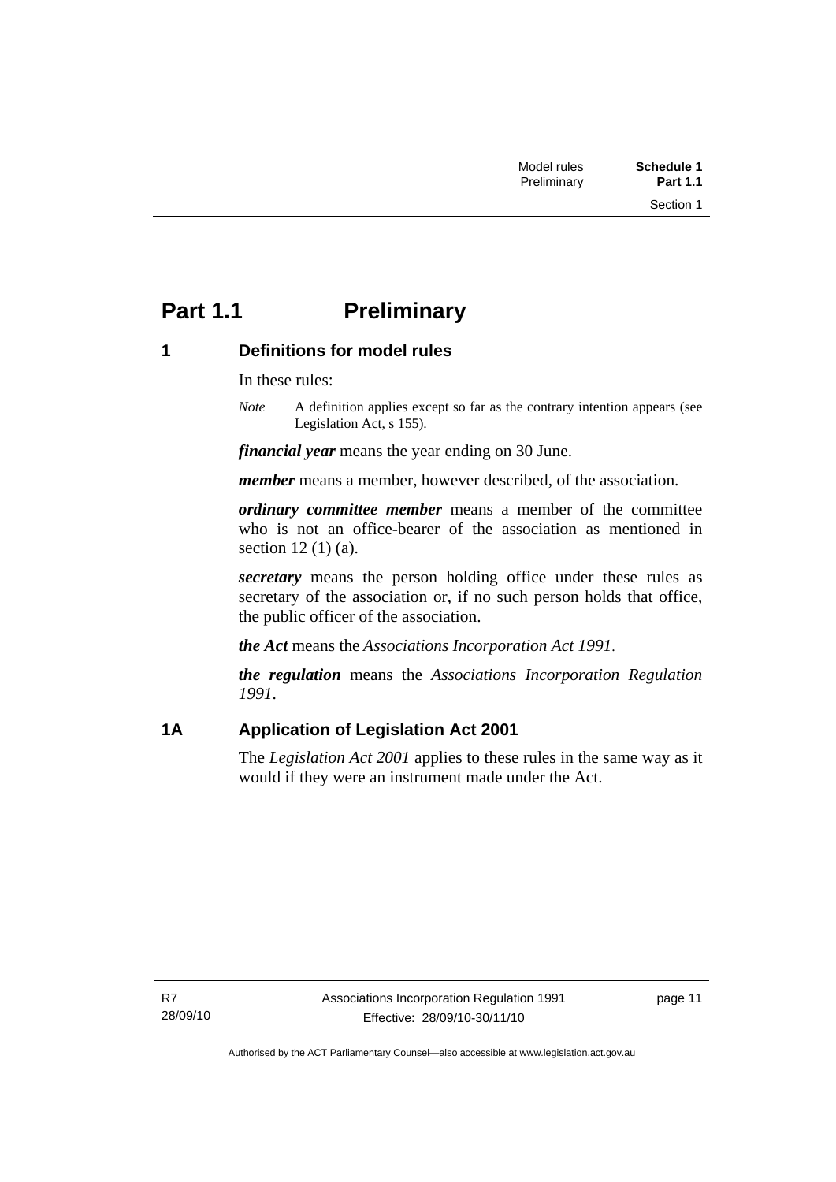# Part 1.1 Preliminary

## 1 Definitions for model rules

In these rules:

*Note* A definition applies except so far as the contrary intention appears (see Legislation Act, s 155).

***financial year*** means the year ending on 30 June.

***member*** means a member, however described, of the association.

***ordinary committee member*** means a member of the committee who is not an office-bearer of the association as mentioned in section 12 (1) (a).

***secretary*** means the person holding office under these rules as secretary of the association or, if no such person holds that office, the public officer of the association.

***the Act*** means the *Associations Incorporation Act 1991*.

***the regulation*** means the *Associations Incorporation Regulation 1991*.

## 1A Application of Legislation Act 2001

The *Legislation Act 2001* applies to these rules in the same way as it would if they were an instrument made under the Act.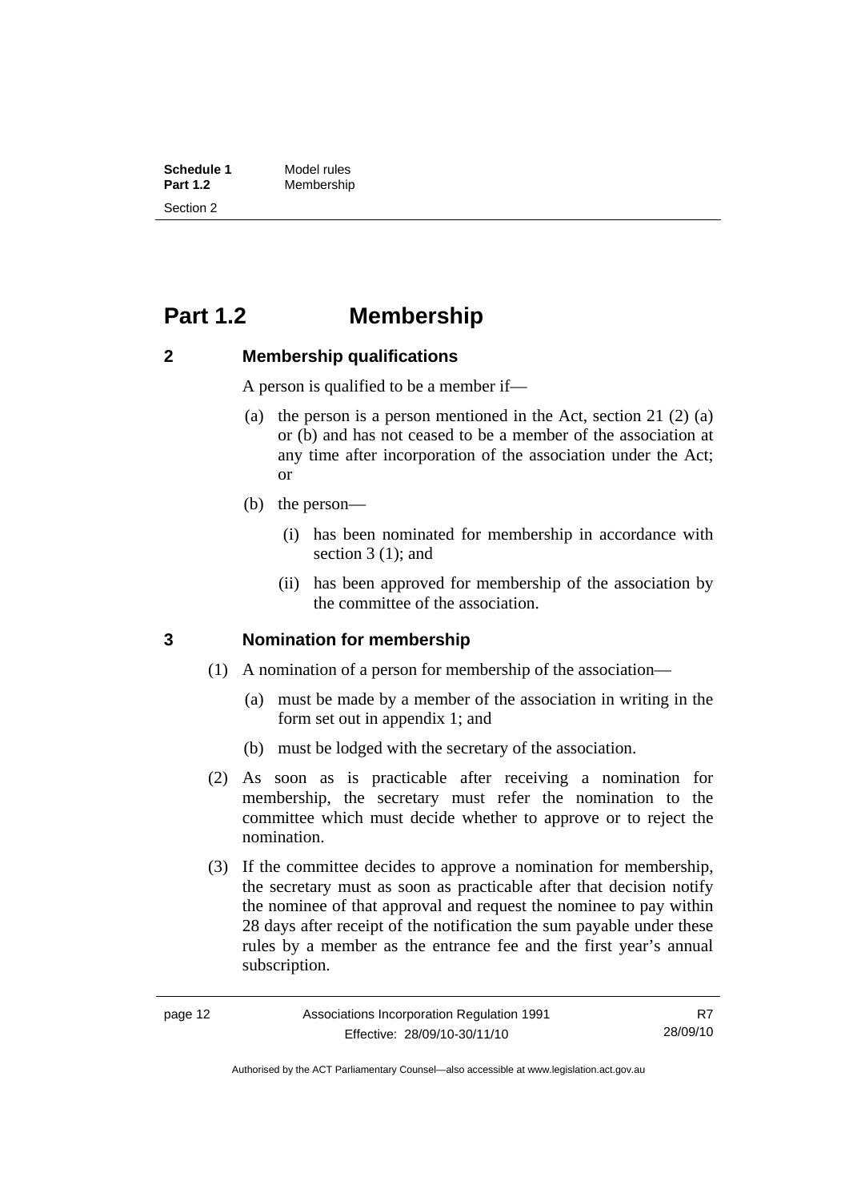# Part 1.2 Membership

## 2 Membership qualifications

A person is qualified to be a member if—

(a) the person is a person mentioned in the Act, section 21 (2) (a) or (b) and has not ceased to be a member of the association at any time after incorporation of the association under the Act; or

(b) the person—

(i) has been nominated for membership in accordance with section 3 (1); and

(ii) has been approved for membership of the association by the committee of the association.

## 3 Nomination for membership

(1) A nomination of a person for membership of the association—

(a) must be made by a member of the association in writing in the form set out in appendix 1; and

(b) must be lodged with the secretary of the association.

(2) As soon as is practicable after receiving a nomination for membership, the secretary must refer the nomination to the committee which must decide whether to approve or to reject the nomination.

(3) If the committee decides to approve a nomination for membership, the secretary must as soon as practicable after that decision notify the nominee of that approval and request the nominee to pay within 28 days after receipt of the notification the sum payable under these rules by a member as the entrance fee and the first year's annual subscription.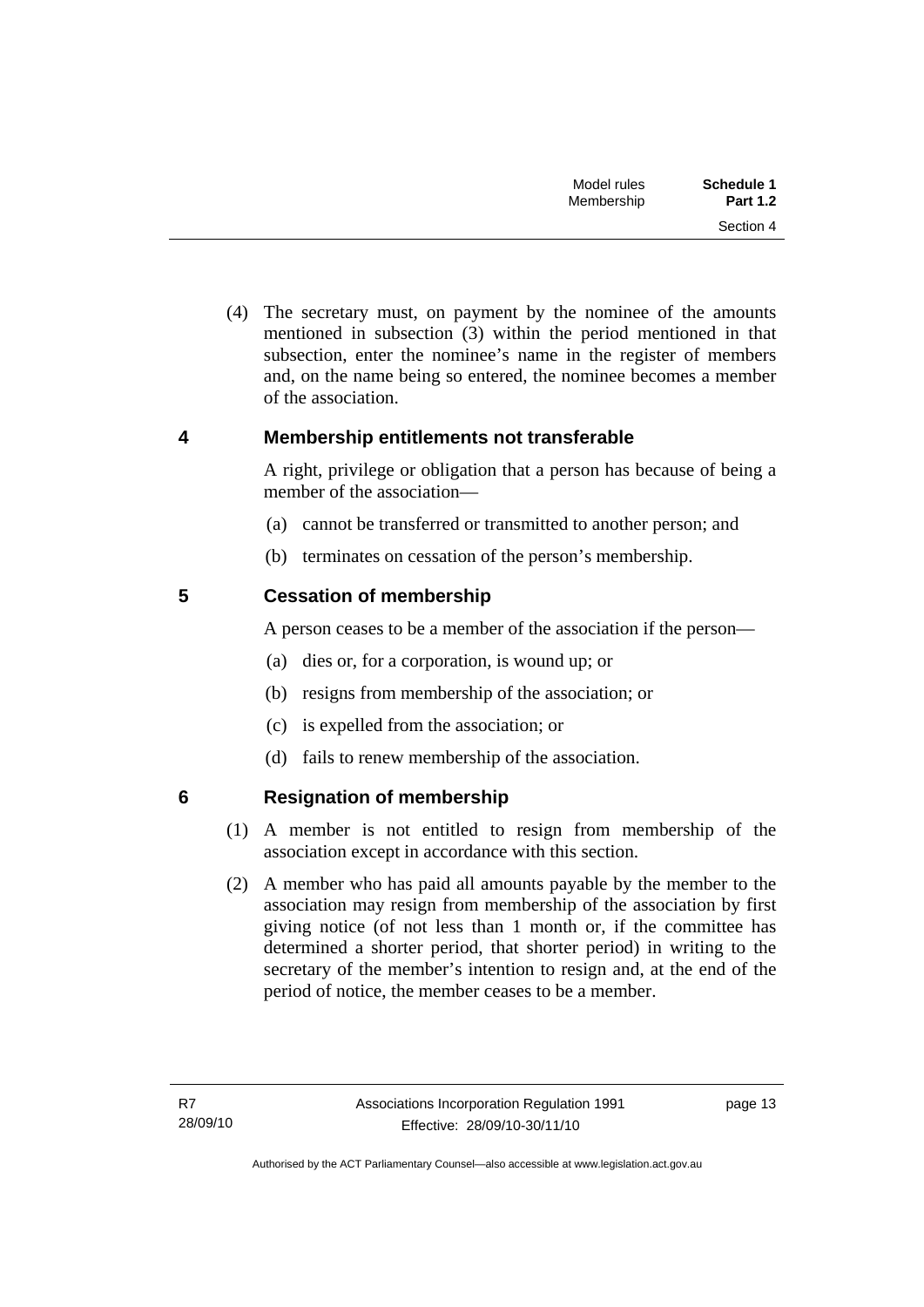(4) The secretary must, on payment by the nominee of the amounts mentioned in subsection (3) within the period mentioned in that subsection, enter the nominee's name in the register of members and, on the name being so entered, the nominee becomes a member of the association.

## 4 Membership entitlements not transferable

A right, privilege or obligation that a person has because of being a member of the association—

(a) cannot be transferred or transmitted to another person; and

(b) terminates on cessation of the person's membership.

## 5 Cessation of membership

A person ceases to be a member of the association if the person—

(a) dies or, for a corporation, is wound up; or

(b) resigns from membership of the association; or

(c) is expelled from the association; or

(d) fails to renew membership of the association.

## 6 Resignation of membership

(1) A member is not entitled to resign from membership of the association except in accordance with this section.

(2) A member who has paid all amounts payable by the member to the association may resign from membership of the association by first giving notice (of not less than 1 month or, if the committee has determined a shorter period, that shorter period) in writing to the secretary of the member's intention to resign and, at the end of the period of notice, the member ceases to be a member.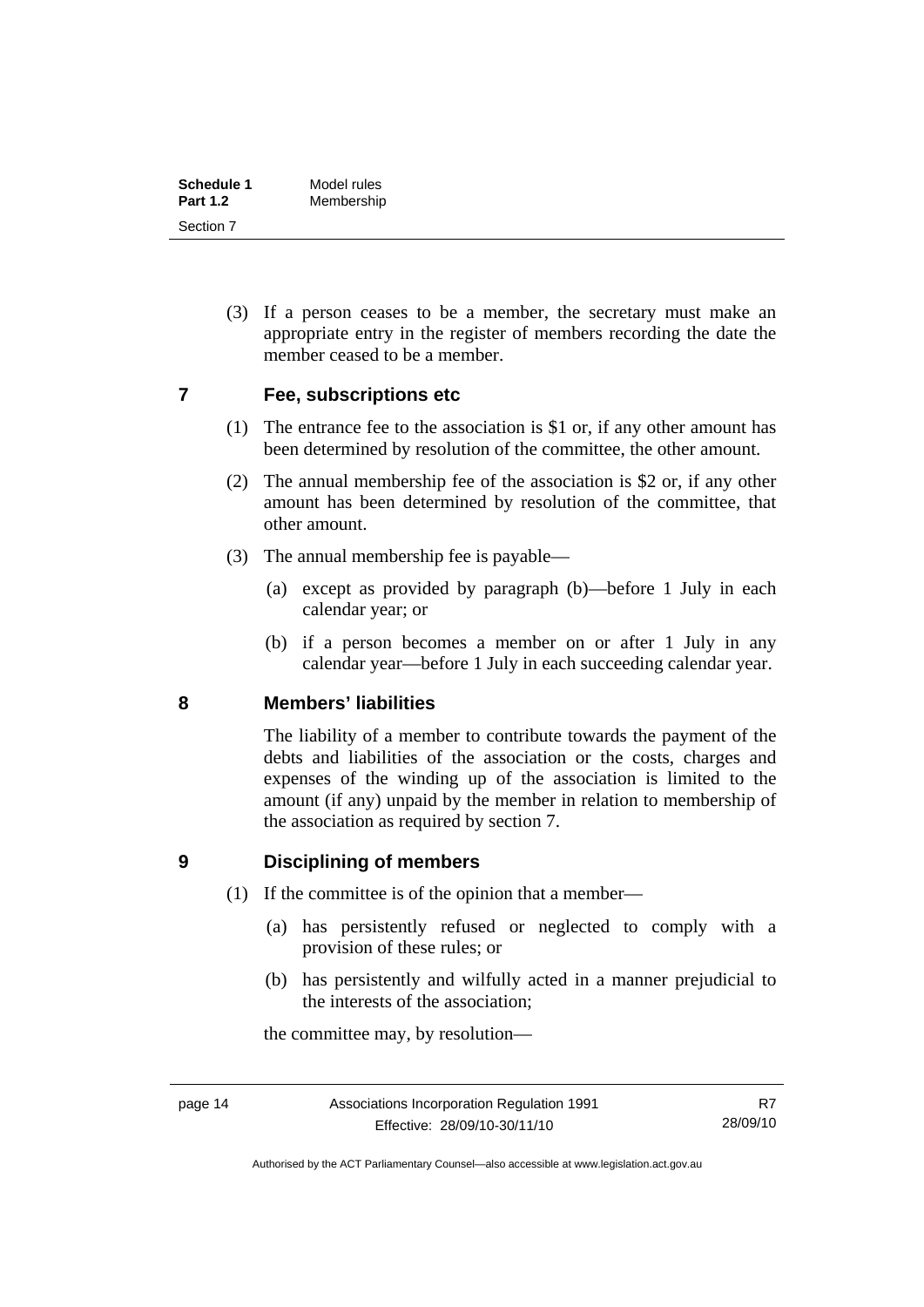(3) If a person ceases to be a member, the secretary must make an appropriate entry in the register of members recording the date the member ceased to be a member.

## 7 Fee, subscriptions etc

(1) The entrance fee to the association is $1 or, if any other amount has been determined by resolution of the committee, the other amount.

(2) The annual membership fee of the association is $2 or, if any other amount has been determined by resolution of the committee, that other amount.

(3) The annual membership fee is payable—

(a) except as provided by paragraph (b)—before 1 July in each calendar year; or

(b) if a person becomes a member on or after 1 July in any calendar year—before 1 July in each succeeding calendar year.

## 8 Members' liabilities

The liability of a member to contribute towards the payment of the debts and liabilities of the association or the costs, charges and expenses of the winding up of the association is limited to the amount (if any) unpaid by the member in relation to membership of the association as required by section 7.

## 9 Disciplining of members

(1) If the committee is of the opinion that a member—

(a) has persistently refused or neglected to comply with a provision of these rules; or

(b) has persistently and wilfully acted in a manner prejudicial to the interests of the association;

the committee may, by resolution—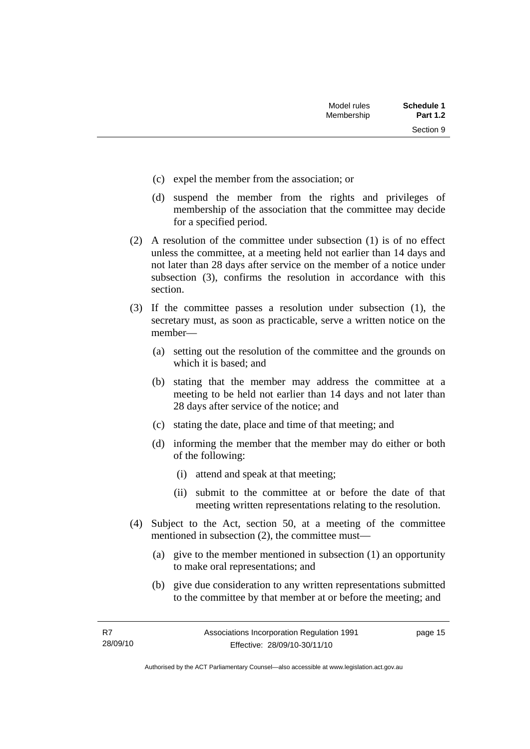(c) expel the member from the association; or

(d) suspend the member from the rights and privileges of membership of the association that the committee may decide for a specified period.

(2) A resolution of the committee under subsection (1) is of no effect unless the committee, at a meeting held not earlier than 14 days and not later than 28 days after service on the member of a notice under subsection (3), confirms the resolution in accordance with this section.

(3) If the committee passes a resolution under subsection (1), the secretary must, as soon as practicable, serve a written notice on the member—

(a) setting out the resolution of the committee and the grounds on which it is based; and

(b) stating that the member may address the committee at a meeting to be held not earlier than 14 days and not later than 28 days after service of the notice; and

(c) stating the date, place and time of that meeting; and

(d) informing the member that the member may do either or both of the following:

(i) attend and speak at that meeting;

(ii) submit to the committee at or before the date of that meeting written representations relating to the resolution.

(4) Subject to the Act, section 50, at a meeting of the committee mentioned in subsection (2), the committee must—

(a) give to the member mentioned in subsection (1) an opportunity to make oral representations; and

(b) give due consideration to any written representations submitted to the committee by that member at or before the meeting; and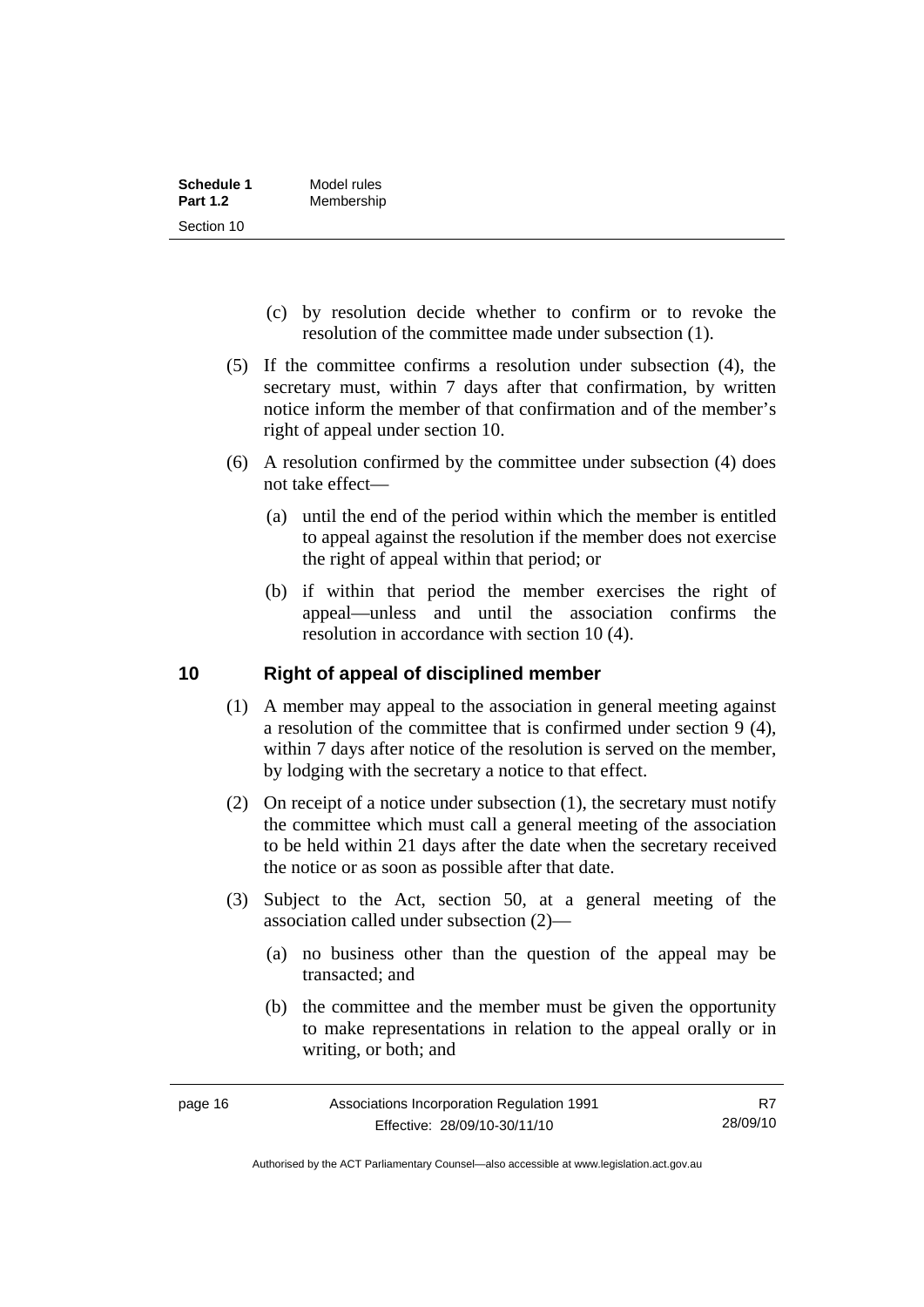(c) by resolution decide whether to confirm or to revoke the resolution of the committee made under subsection (1).

(5) If the committee confirms a resolution under subsection (4), the secretary must, within 7 days after that confirmation, by written notice inform the member of that confirmation and of the member's right of appeal under section 10.

(6) A resolution confirmed by the committee under subsection (4) does not take effect—

(a) until the end of the period within which the member is entitled to appeal against the resolution if the member does not exercise the right of appeal within that period; or

(b) if within that period the member exercises the right of appeal—unless and until the association confirms the resolution in accordance with section 10 (4).

## 10 Right of appeal of disciplined member

(1) A member may appeal to the association in general meeting against a resolution of the committee that is confirmed under section 9 (4), within 7 days after notice of the resolution is served on the member, by lodging with the secretary a notice to that effect.

(2) On receipt of a notice under subsection (1), the secretary must notify the committee which must call a general meeting of the association to be held within 21 days after the date when the secretary received the notice or as soon as possible after that date.

(3) Subject to the Act, section 50, at a general meeting of the association called under subsection (2)—

(a) no business other than the question of the appeal may be transacted; and

(b) the committee and the member must be given the opportunity to make representations in relation to the appeal orally or in writing, or both; and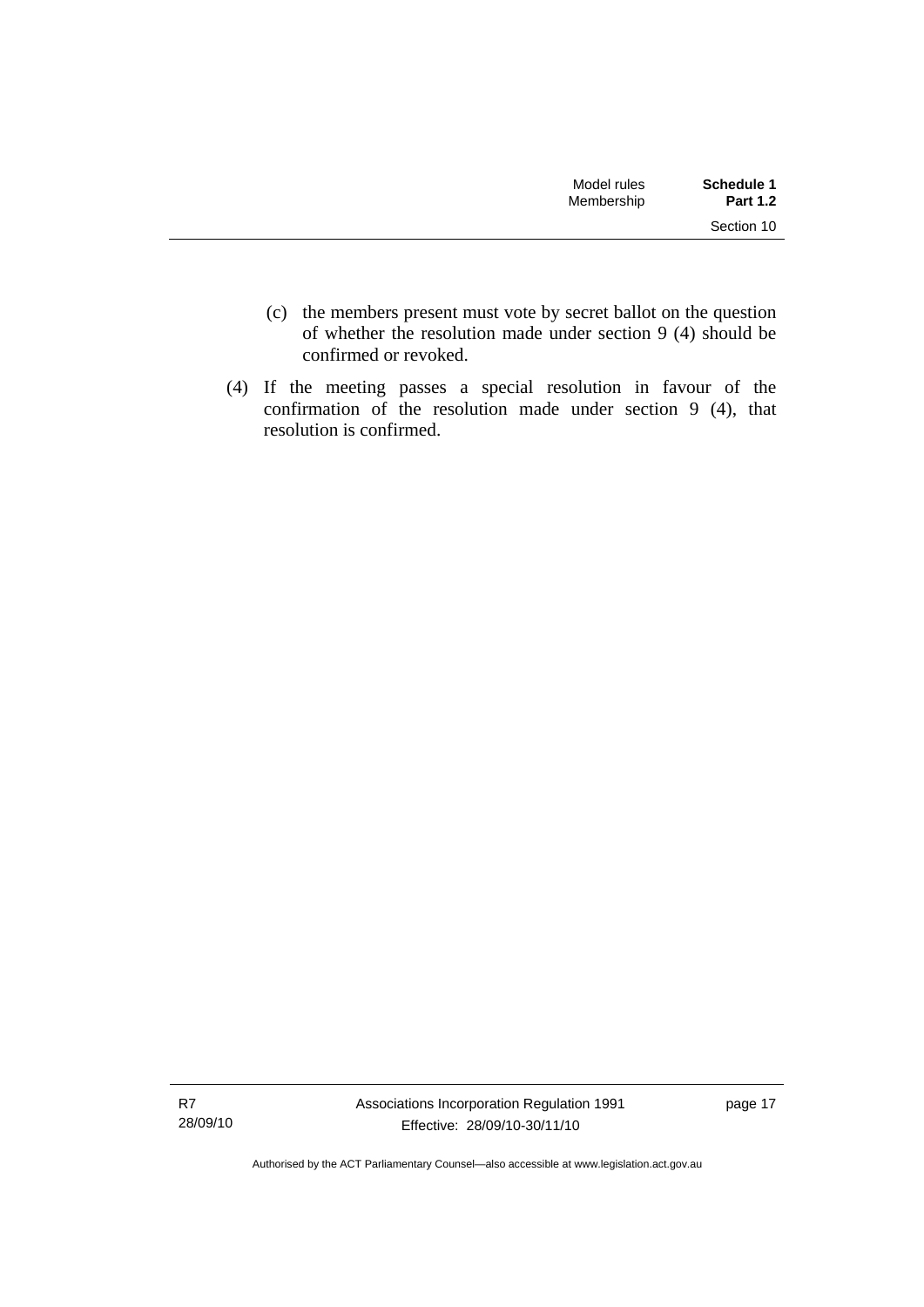(c) the members present must vote by secret ballot on the question of whether the resolution made under section 9 (4) should be confirmed or revoked.

(4) If the meeting passes a special resolution in favour of the confirmation of the resolution made under section 9 (4), that resolution is confirmed.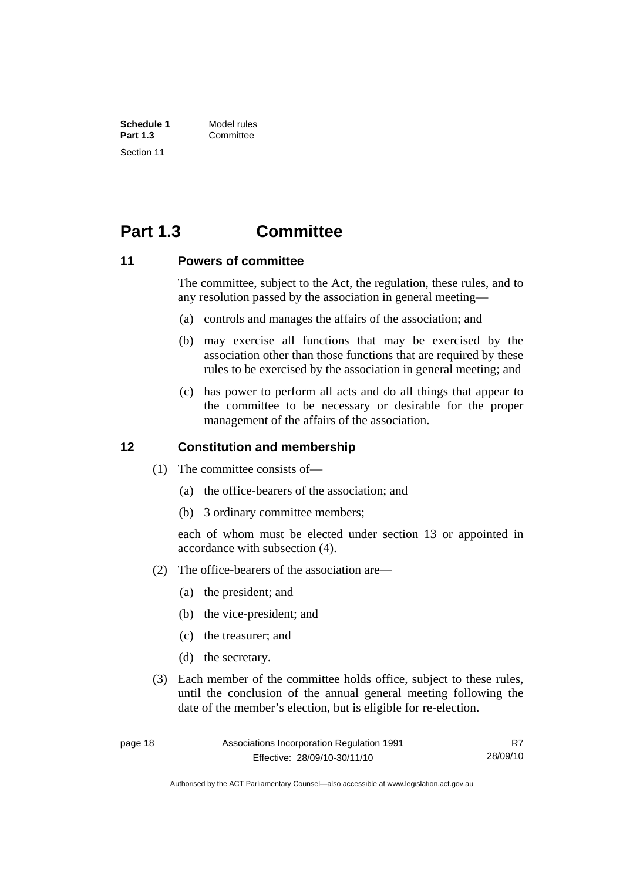# Part 1.3 Committee

## 11 Powers of committee

The committee, subject to the Act, the regulation, these rules, and to any resolution passed by the association in general meeting—

(a) controls and manages the affairs of the association; and

(b) may exercise all functions that may be exercised by the association other than those functions that are required by these rules to be exercised by the association in general meeting; and

(c) has power to perform all acts and do all things that appear to the committee to be necessary or desirable for the proper management of the affairs of the association.

## 12 Constitution and membership

(1) The committee consists of—

(a) the office-bearers of the association; and

(b) 3 ordinary committee members;

each of whom must be elected under section 13 or appointed in accordance with subsection (4).

(2) The office-bearers of the association are—

(a) the president; and

(b) the vice-president; and

(c) the treasurer; and

(d) the secretary.

(3) Each member of the committee holds office, subject to these rules, until the conclusion of the annual general meeting following the date of the member's election, but is eligible for re-election.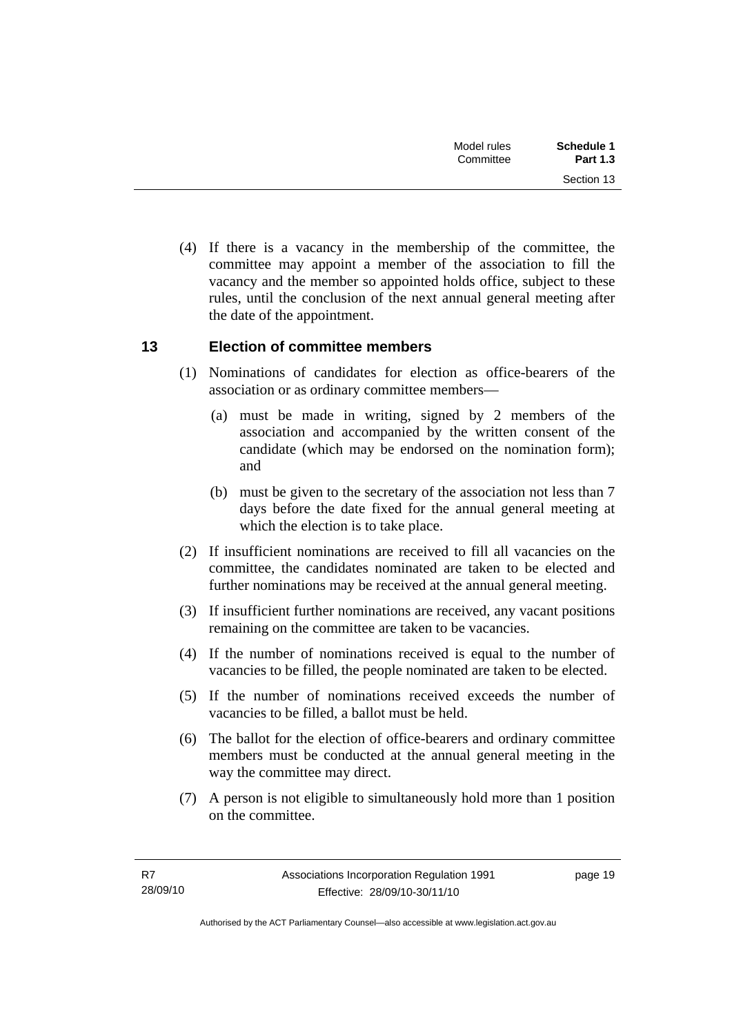(4) If there is a vacancy in the membership of the committee, the committee may appoint a member of the association to fill the vacancy and the member so appointed holds office, subject to these rules, until the conclusion of the next annual general meeting after the date of the appointment.

## 13 Election of committee members

(1) Nominations of candidates for election as office-bearers of the association or as ordinary committee members—

- (a) must be made in writing, signed by 2 members of the association and accompanied by the written consent of the candidate (which may be endorsed on the nomination form); and
- (b) must be given to the secretary of the association not less than 7 days before the date fixed for the annual general meeting at which the election is to take place.

(2) If insufficient nominations are received to fill all vacancies on the committee, the candidates nominated are taken to be elected and further nominations may be received at the annual general meeting.

(3) If insufficient further nominations are received, any vacant positions remaining on the committee are taken to be vacancies.

(4) If the number of nominations received is equal to the number of vacancies to be filled, the people nominated are taken to be elected.

(5) If the number of nominations received exceeds the number of vacancies to be filled, a ballot must be held.

(6) The ballot for the election of office-bearers and ordinary committee members must be conducted at the annual general meeting in the way the committee may direct.

(7) A person is not eligible to simultaneously hold more than 1 position on the committee.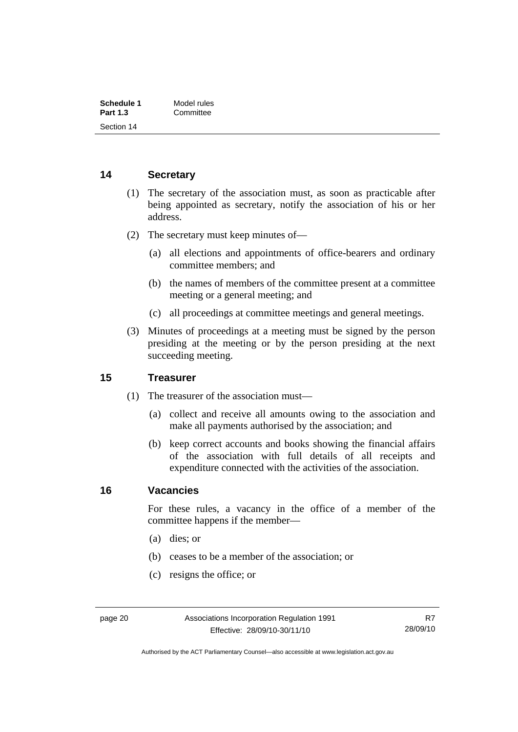## 14 Secretary

(1) The secretary of the association must, as soon as practicable after being appointed as secretary, notify the association of his or her address.

(2) The secretary must keep minutes of—

- (a) all elections and appointments of office-bearers and ordinary committee members; and
- (b) the names of members of the committee present at a committee meeting or a general meeting; and
- (c) all proceedings at committee meetings and general meetings.

(3) Minutes of proceedings at a meeting must be signed by the person presiding at the meeting or by the person presiding at the next succeeding meeting.

## 15 Treasurer

(1) The treasurer of the association must—

- (a) collect and receive all amounts owing to the association and make all payments authorised by the association; and
- (b) keep correct accounts and books showing the financial affairs of the association with full details of all receipts and expenditure connected with the activities of the association.

## 16 Vacancies

For these rules, a vacancy in the office of a member of the committee happens if the member—

- (a) dies; or
- (b) ceases to be a member of the association; or
- (c) resigns the office; or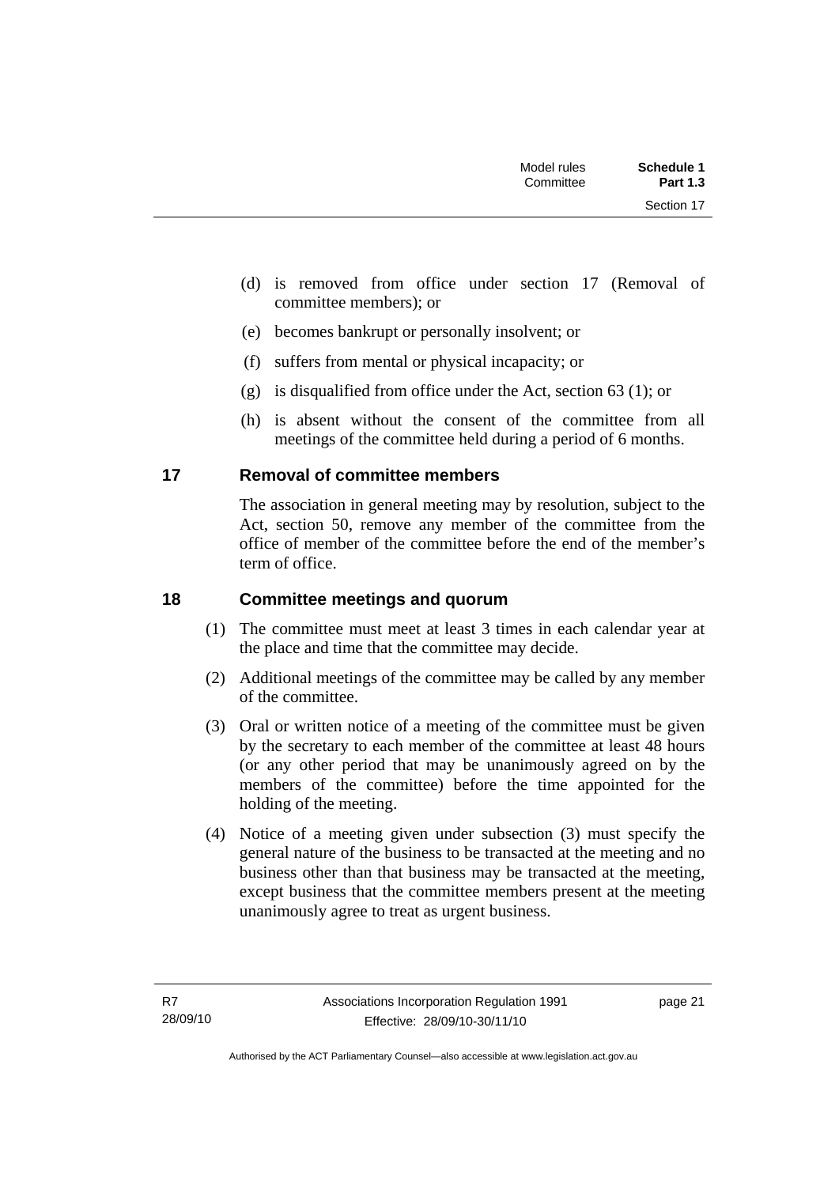(d) is removed from office under section 17 (Removal of committee members); or

(e) becomes bankrupt or personally insolvent; or

(f) suffers from mental or physical incapacity; or

(g) is disqualified from office under the Act, section 63 (1); or

(h) is absent without the consent of the committee from all meetings of the committee held during a period of 6 months.

## 17 Removal of committee members

The association in general meeting may by resolution, subject to the Act, section 50, remove any member of the committee from the office of member of the committee before the end of the member's term of office.

## 18 Committee meetings and quorum

(1) The committee must meet at least 3 times in each calendar year at the place and time that the committee may decide.

(2) Additional meetings of the committee may be called by any member of the committee.

(3) Oral or written notice of a meeting of the committee must be given by the secretary to each member of the committee at least 48 hours (or any other period that may be unanimously agreed on by the members of the committee) before the time appointed for the holding of the meeting.

(4) Notice of a meeting given under subsection (3) must specify the general nature of the business to be transacted at the meeting and no business other than that business may be transacted at the meeting, except business that the committee members present at the meeting unanimously agree to treat as urgent business.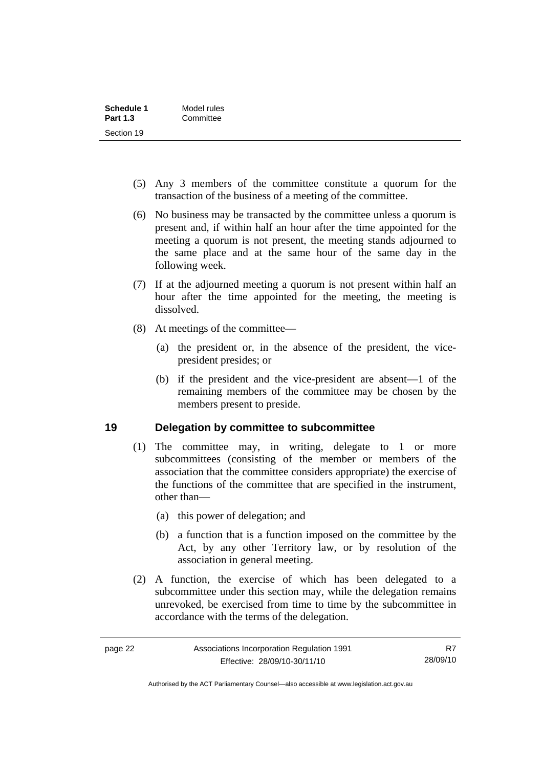(5) Any 3 members of the committee constitute a quorum for the transaction of the business of a meeting of the committee.

(6) No business may be transacted by the committee unless a quorum is present and, if within half an hour after the time appointed for the meeting a quorum is not present, the meeting stands adjourned to the same place and at the same hour of the same day in the following week.

(7) If at the adjourned meeting a quorum is not present within half an hour after the time appointed for the meeting, the meeting is dissolved.

(8) At meetings of the committee—

(a) the president or, in the absence of the president, the vice-president presides; or

(b) if the president and the vice-president are absent—1 of the remaining members of the committee may be chosen by the members present to preside.

## 19 Delegation by committee to subcommittee

(1) The committee may, in writing, delegate to 1 or more subcommittees (consisting of the member or members of the association that the committee considers appropriate) the exercise of the functions of the committee that are specified in the instrument, other than—

(a) this power of delegation; and

(b) a function that is a function imposed on the committee by the Act, by any other Territory law, or by resolution of the association in general meeting.

(2) A function, the exercise of which has been delegated to a subcommittee under this section may, while the delegation remains unrevoked, be exercised from time to time by the subcommittee in accordance with the terms of the delegation.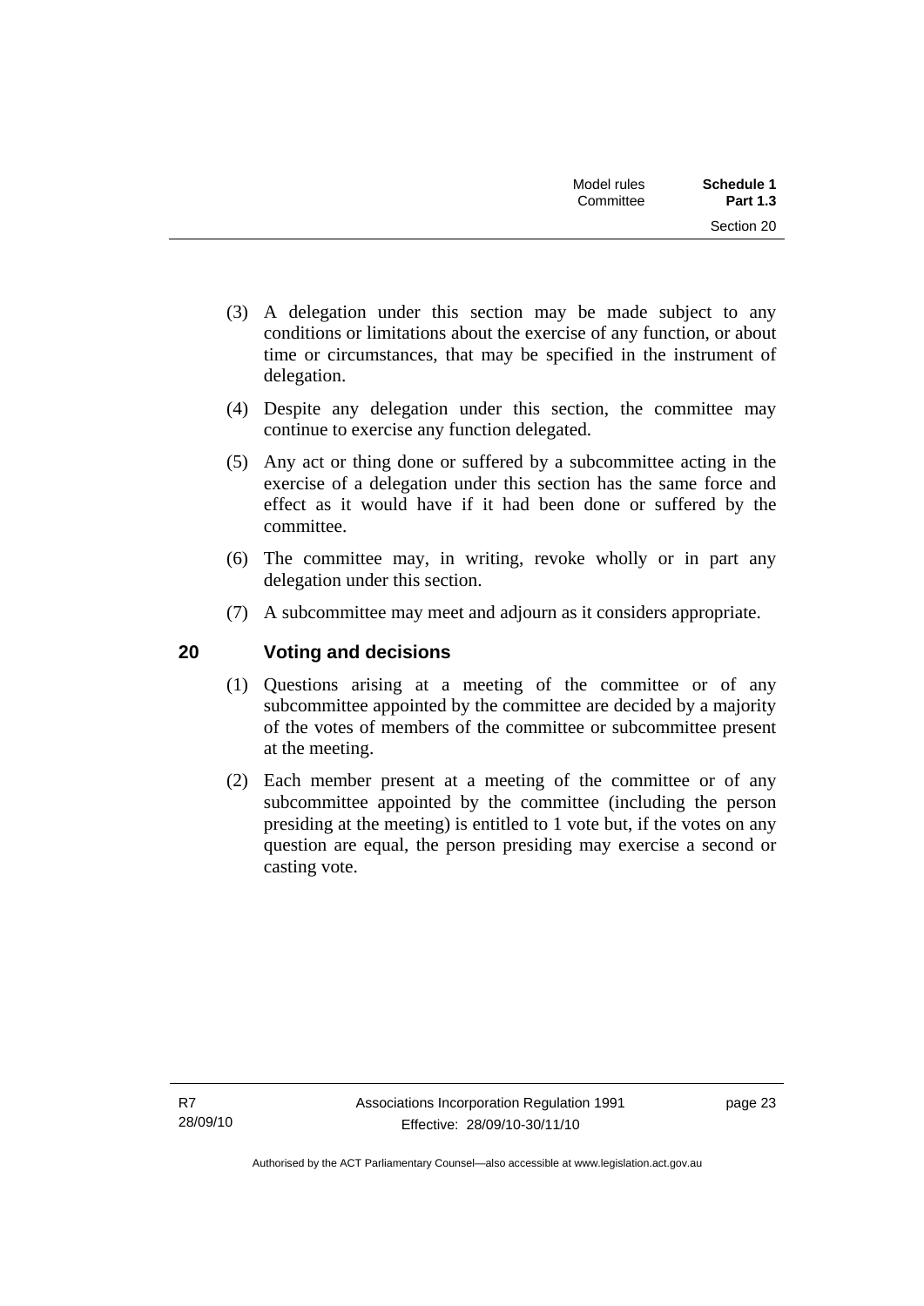(3) A delegation under this section may be made subject to any conditions or limitations about the exercise of any function, or about time or circumstances, that may be specified in the instrument of delegation.

(4) Despite any delegation under this section, the committee may continue to exercise any function delegated.

(5) Any act or thing done or suffered by a subcommittee acting in the exercise of a delegation under this section has the same force and effect as it would have if it had been done or suffered by the committee.

(6) The committee may, in writing, revoke wholly or in part any delegation under this section.

(7) A subcommittee may meet and adjourn as it considers appropriate.

## 20 Voting and decisions

(1) Questions arising at a meeting of the committee or of any subcommittee appointed by the committee are decided by a majority of the votes of members of the committee or subcommittee present at the meeting.

(2) Each member present at a meeting of the committee or of any subcommittee appointed by the committee (including the person presiding at the meeting) is entitled to 1 vote but, if the votes on any question are equal, the person presiding may exercise a second or casting vote.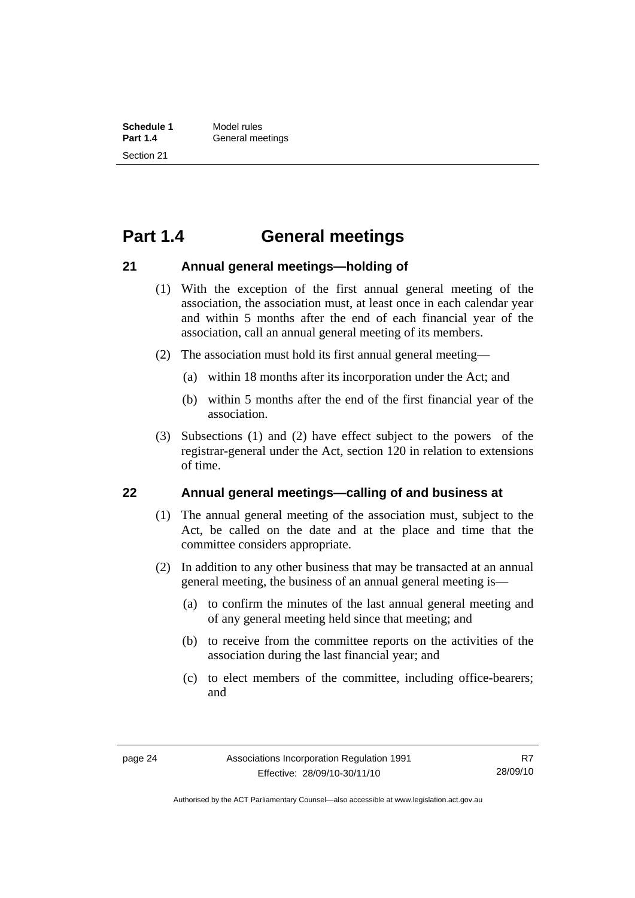## Part 1.4 General meetings

### 21 Annual general meetings—holding of

(1) With the exception of the first annual general meeting of the association, the association must, at least once in each calendar year and within 5 months after the end of each financial year of the association, call an annual general meeting of its members.

(2) The association must hold its first annual general meeting—

(a) within 18 months after its incorporation under the Act; and

(b) within 5 months after the end of the first financial year of the association.

(3) Subsections (1) and (2) have effect subject to the powers of the registrar-general under the Act, section 120 in relation to extensions of time.

### 22 Annual general meetings—calling of and business at

(1) The annual general meeting of the association must, subject to the Act, be called on the date and at the place and time that the committee considers appropriate.

(2) In addition to any other business that may be transacted at an annual general meeting, the business of an annual general meeting is—

(a) to confirm the minutes of the last annual general meeting and of any general meeting held since that meeting; and

(b) to receive from the committee reports on the activities of the association during the last financial year; and

(c) to elect members of the committee, including office-bearers; and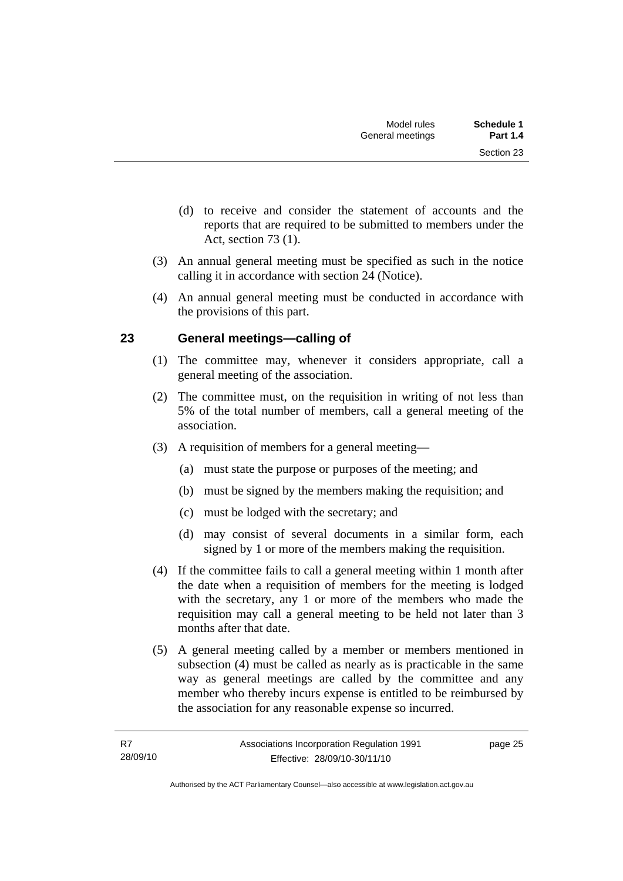(d) to receive and consider the statement of accounts and the reports that are required to be submitted to members under the Act, section 73 (1).

(3) An annual general meeting must be specified as such in the notice calling it in accordance with section 24 (Notice).

(4) An annual general meeting must be conducted in accordance with the provisions of this part.

## 23 General meetings—calling of

(1) The committee may, whenever it considers appropriate, call a general meeting of the association.

(2) The committee must, on the requisition in writing of not less than 5% of the total number of members, call a general meeting of the association.

(3) A requisition of members for a general meeting—

(a) must state the purpose or purposes of the meeting; and

(b) must be signed by the members making the requisition; and

(c) must be lodged with the secretary; and

(d) may consist of several documents in a similar form, each signed by 1 or more of the members making the requisition.

(4) If the committee fails to call a general meeting within 1 month after the date when a requisition of members for the meeting is lodged with the secretary, any 1 or more of the members who made the requisition may call a general meeting to be held not later than 3 months after that date.

(5) A general meeting called by a member or members mentioned in subsection (4) must be called as nearly as is practicable in the same way as general meetings are called by the committee and any member who thereby incurs expense is entitled to be reimbursed by the association for any reasonable expense so incurred.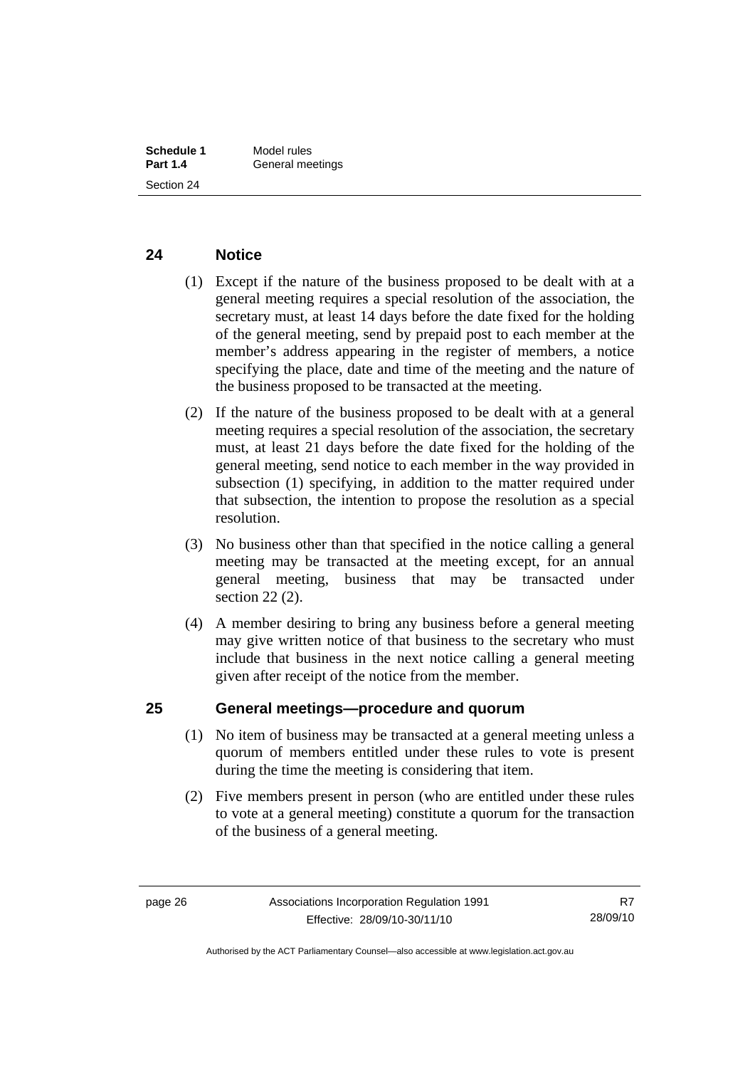## 24 Notice

(1) Except if the nature of the business proposed to be dealt with at a general meeting requires a special resolution of the association, the secretary must, at least 14 days before the date fixed for the holding of the general meeting, send by prepaid post to each member at the member's address appearing in the register of members, a notice specifying the place, date and time of the meeting and the nature of the business proposed to be transacted at the meeting.

(2) If the nature of the business proposed to be dealt with at a general meeting requires a special resolution of the association, the secretary must, at least 21 days before the date fixed for the holding of the general meeting, send notice to each member in the way provided in subsection (1) specifying, in addition to the matter required under that subsection, the intention to propose the resolution as a special resolution.

(3) No business other than that specified in the notice calling a general meeting may be transacted at the meeting except, for an annual general meeting, business that may be transacted under section 22 (2).

(4) A member desiring to bring any business before a general meeting may give written notice of that business to the secretary who must include that business in the next notice calling a general meeting given after receipt of the notice from the member.

## 25 General meetings—procedure and quorum

(1) No item of business may be transacted at a general meeting unless a quorum of members entitled under these rules to vote is present during the time the meeting is considering that item.

(2) Five members present in person (who are entitled under these rules to vote at a general meeting) constitute a quorum for the transaction of the business of a general meeting.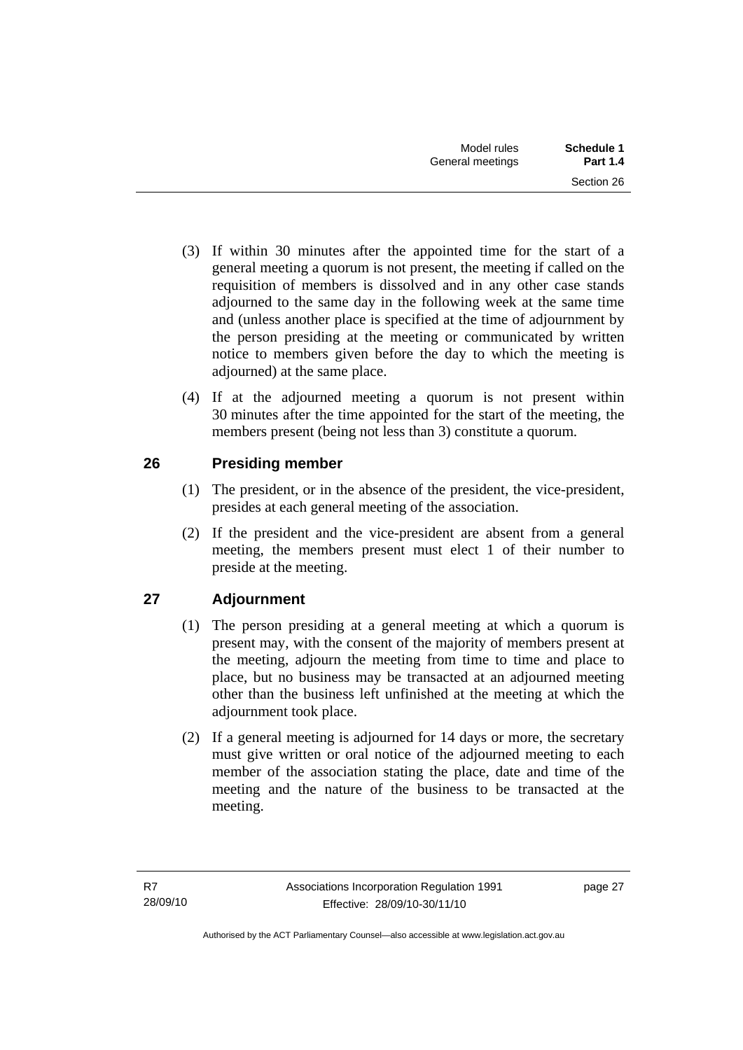(3) If within 30 minutes after the appointed time for the start of a general meeting a quorum is not present, the meeting if called on the requisition of members is dissolved and in any other case stands adjourned to the same day in the following week at the same time and (unless another place is specified at the time of adjournment by the person presiding at the meeting or communicated by written notice to members given before the day to which the meeting is adjourned) at the same place.

(4) If at the adjourned meeting a quorum is not present within 30 minutes after the time appointed for the start of the meeting, the members present (being not less than 3) constitute a quorum.

## 26 Presiding member

(1) The president, or in the absence of the president, the vice-president, presides at each general meeting of the association.

(2) If the president and the vice-president are absent from a general meeting, the members present must elect 1 of their number to preside at the meeting.

## 27 Adjournment

(1) The person presiding at a general meeting at which a quorum is present may, with the consent of the majority of members present at the meeting, adjourn the meeting from time to time and place to place, but no business may be transacted at an adjourned meeting other than the business left unfinished at the meeting at which the adjournment took place.

(2) If a general meeting is adjourned for 14 days or more, the secretary must give written or oral notice of the adjourned meeting to each member of the association stating the place, date and time of the meeting and the nature of the business to be transacted at the meeting.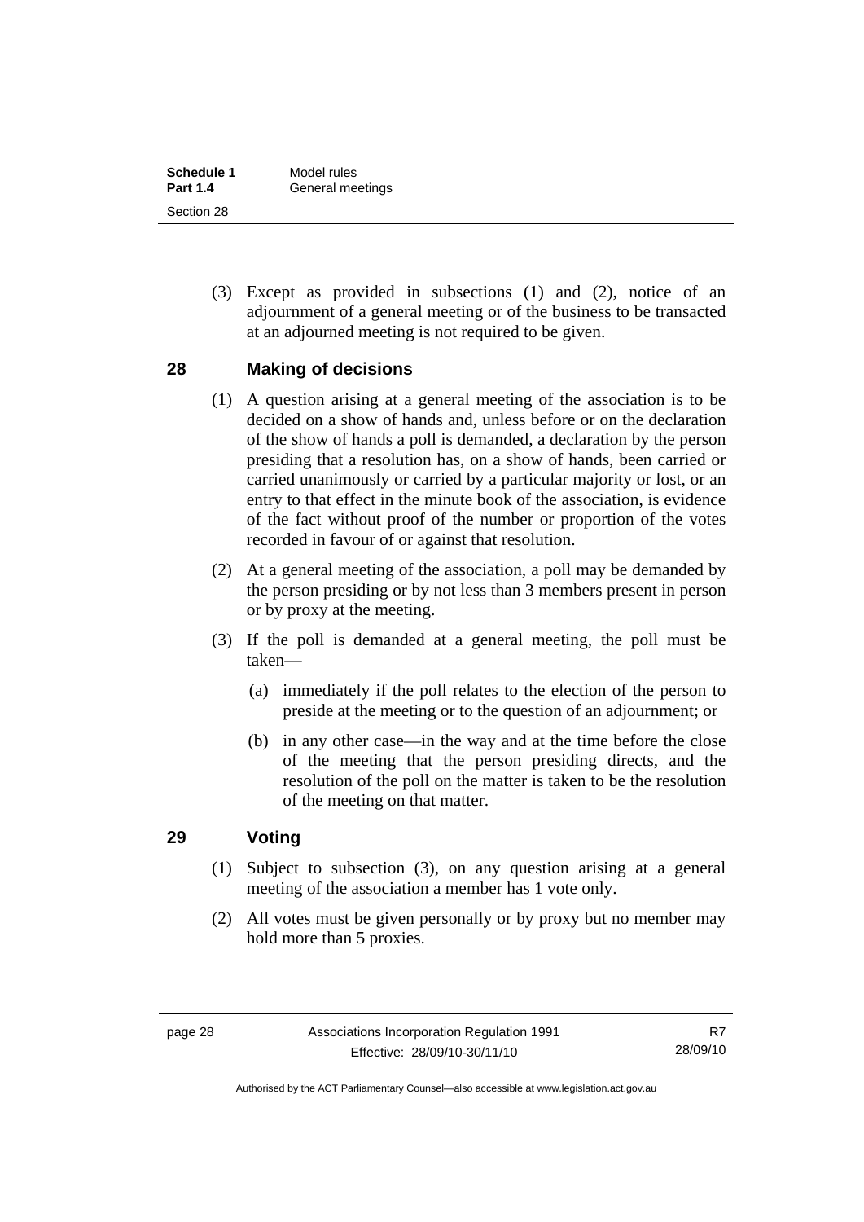(3) Except as provided in subsections (1) and (2), notice of an adjournment of a general meeting or of the business to be transacted at an adjourned meeting is not required to be given.

## 28 Making of decisions

(1) A question arising at a general meeting of the association is to be decided on a show of hands and, unless before or on the declaration of the show of hands a poll is demanded, a declaration by the person presiding that a resolution has, on a show of hands, been carried or carried unanimously or carried by a particular majority or lost, or an entry to that effect in the minute book of the association, is evidence of the fact without proof of the number or proportion of the votes recorded in favour of or against that resolution.

(2) At a general meeting of the association, a poll may be demanded by the person presiding or by not less than 3 members present in person or by proxy at the meeting.

(3) If the poll is demanded at a general meeting, the poll must be taken—

(a) immediately if the poll relates to the election of the person to preside at the meeting or to the question of an adjournment; or

(b) in any other case—in the way and at the time before the close of the meeting that the person presiding directs, and the resolution of the poll on the matter is taken to be the resolution of the meeting on that matter.

## 29 Voting

(1) Subject to subsection (3), on any question arising at a general meeting of the association a member has 1 vote only.

(2) All votes must be given personally or by proxy but no member may hold more than 5 proxies.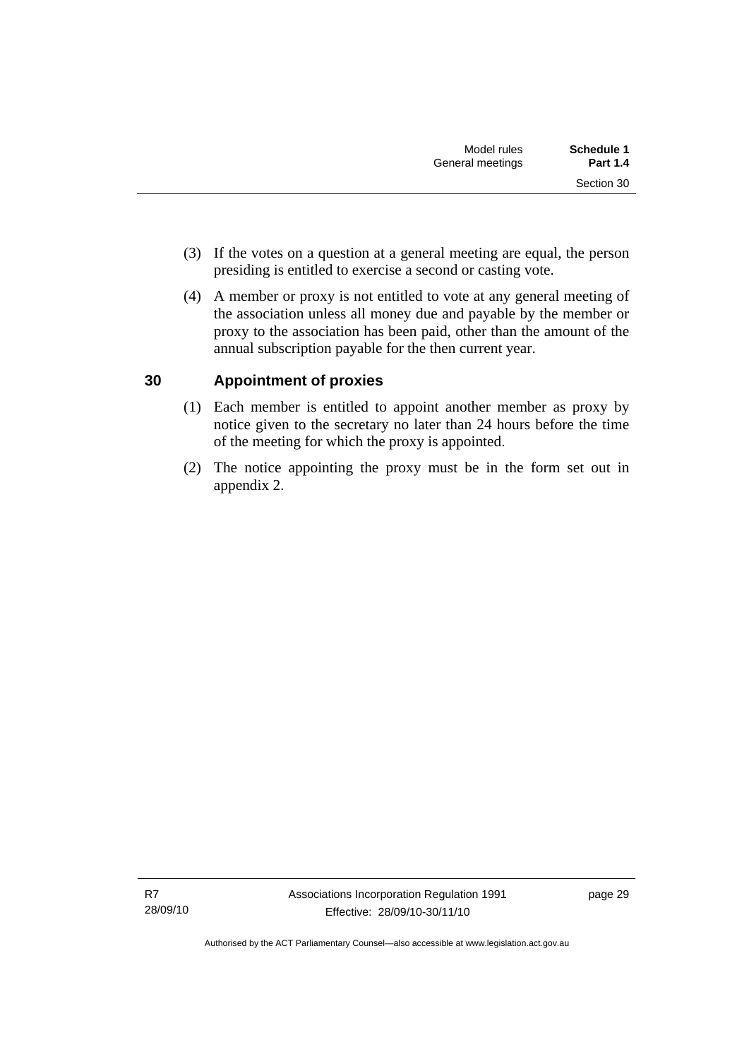(3) If the votes on a question at a general meeting are equal, the person presiding is entitled to exercise a second or casting vote.

(4) A member or proxy is not entitled to vote at any general meeting of the association unless all money due and payable by the member or proxy to the association has been paid, other than the amount of the annual subscription payable for the then current year.

## 30 Appointment of proxies

(1) Each member is entitled to appoint another member as proxy by notice given to the secretary no later than 24 hours before the time of the meeting for which the proxy is appointed.

(2) The notice appointing the proxy must be in the form set out in appendix 2.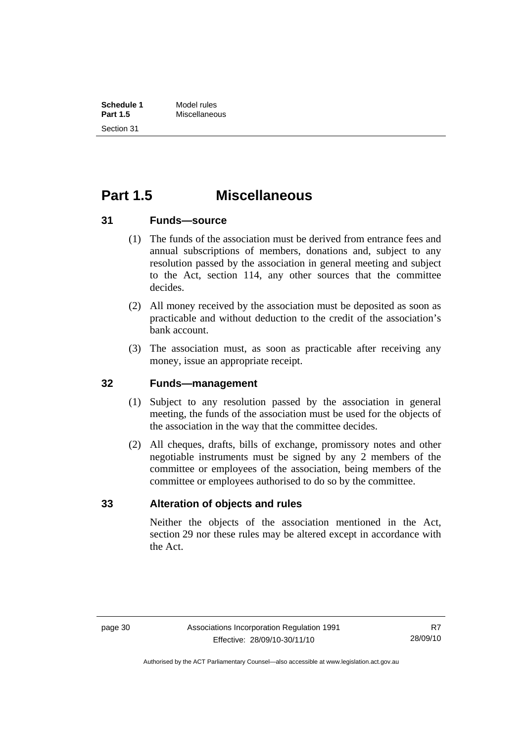# Part 1.5 Miscellaneous

## 31 Funds—source

(1) The funds of the association must be derived from entrance fees and annual subscriptions of members, donations and, subject to any resolution passed by the association in general meeting and subject to the Act, section 114, any other sources that the committee decides.

(2) All money received by the association must be deposited as soon as practicable and without deduction to the credit of the association's bank account.

(3) The association must, as soon as practicable after receiving any money, issue an appropriate receipt.

## 32 Funds—management

(1) Subject to any resolution passed by the association in general meeting, the funds of the association must be used for the objects of the association in the way that the committee decides.

(2) All cheques, drafts, bills of exchange, promissory notes and other negotiable instruments must be signed by any 2 members of the committee or employees of the association, being members of the committee or employees authorised to do so by the committee.

## 33 Alteration of objects and rules

Neither the objects of the association mentioned in the Act, section 29 nor these rules may be altered except in accordance with the Act.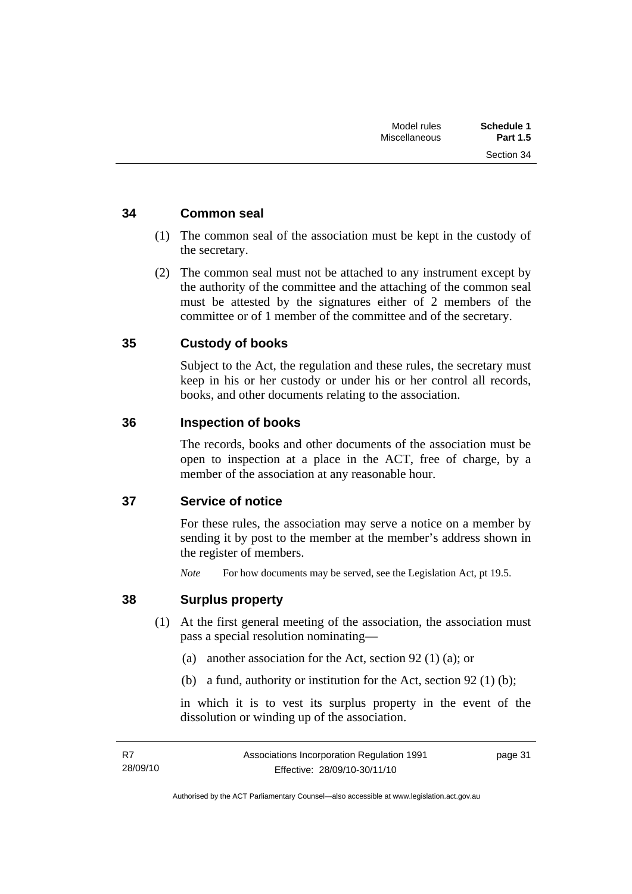### 34 Common seal

(1) The common seal of the association must be kept in the custody of the secretary.

(2) The common seal must not be attached to any instrument except by the authority of the committee and the attaching of the common seal must be attested by the signatures either of 2 members of the committee or of 1 member of the committee and of the secretary.

### 35 Custody of books

Subject to the Act, the regulation and these rules, the secretary must keep in his or her custody or under his or her control all records, books, and other documents relating to the association.

### 36 Inspection of books

The records, books and other documents of the association must be open to inspection at a place in the ACT, free of charge, by a member of the association at any reasonable hour.

### 37 Service of notice

For these rules, the association may serve a notice on a member by sending it by post to the member at the member's address shown in the register of members.

*Note* For how documents may be served, see the Legislation Act, pt 19.5.

### 38 Surplus property

(1) At the first general meeting of the association, the association must pass a special resolution nominating—

(a) another association for the Act, section 92 (1) (a); or

(b) a fund, authority or institution for the Act, section 92 (1) (b);

in which it is to vest its surplus property in the event of the dissolution or winding up of the association.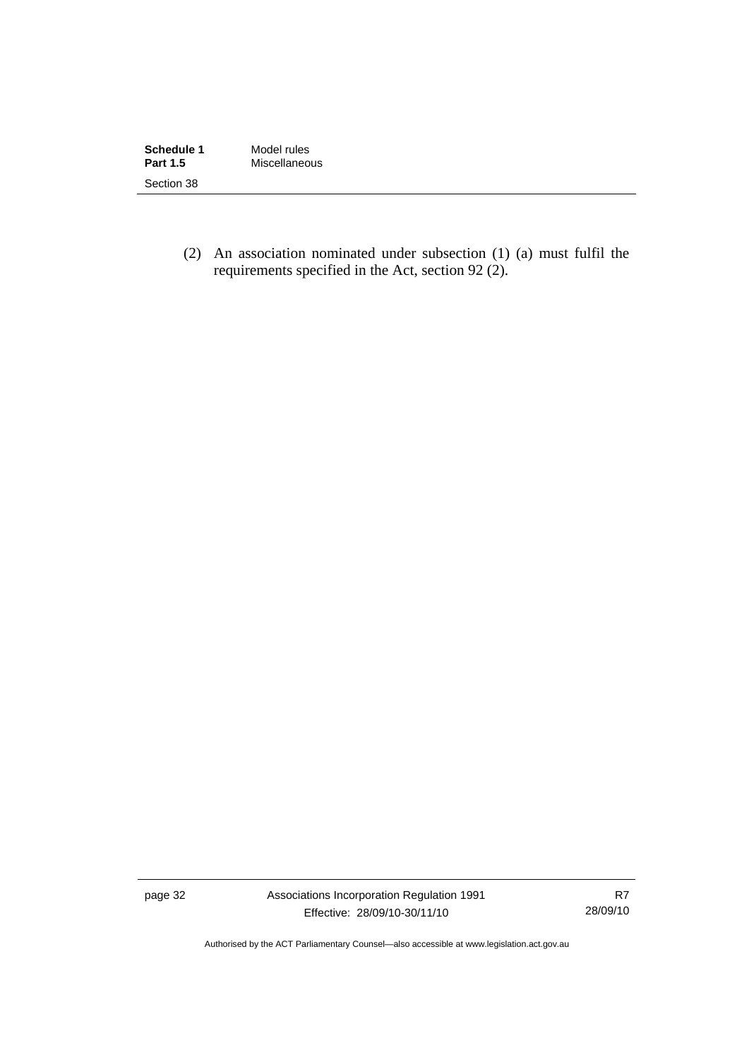(2) An association nominated under subsection (1) (a) must fulfil the requirements specified in the Act, section 92 (2).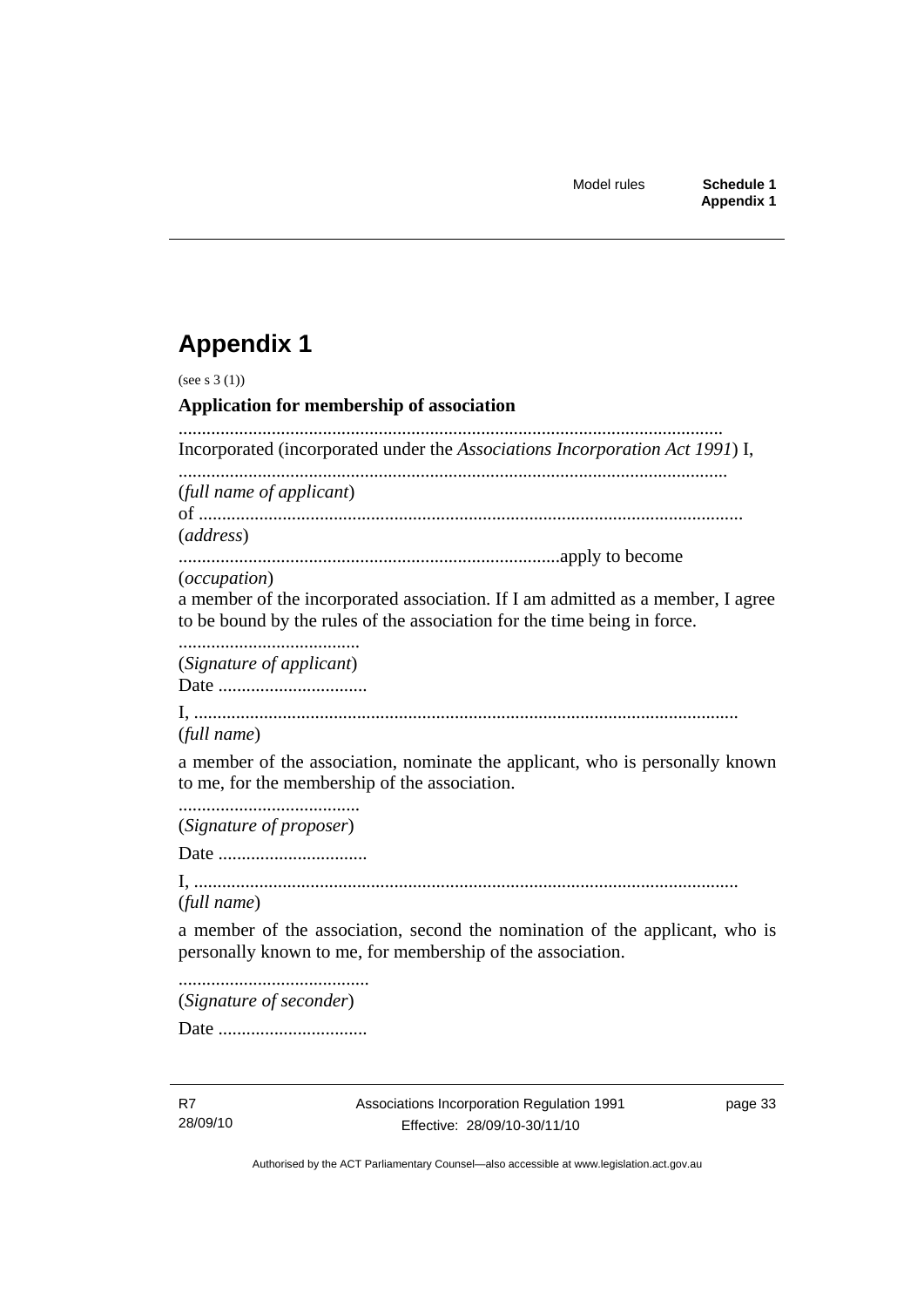# Appendix 1

(see s 3 (1))

**Application for membership of association**

....................................................................................................................

Incorporated (incorporated under the *Associations Incorporation Act 1991*) I,

....................................................................................................................

(*full name of applicant*)

of ....................................................................................................................

(*address*)

..................................................................................apply to become

(*occupation*)

a member of the incorporated association. If I am admitted as a member, I agree to be bound by the rules of the association for the time being in force.

.......................................

(*Signature of applicant*)

Date ................................

I, ....................................................................................................................

(*full name*)

a member of the association, nominate the applicant, who is personally known to me, for the membership of the association.

.......................................

(*Signature of proposer*)

Date ................................

I, ....................................................................................................................

(*full name*)

a member of the association, second the nomination of the applicant, who is personally known to me, for membership of the association.

.........................................

(*Signature of seconder*)

Date ................................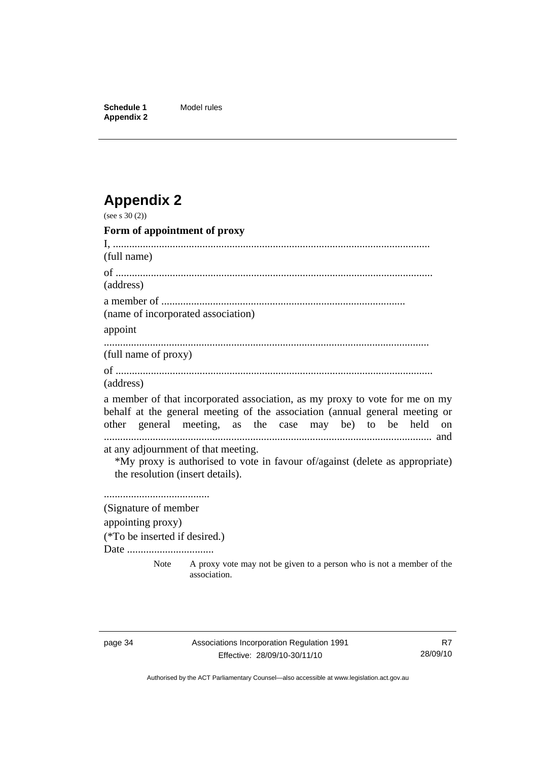# Appendix 2

(see s 30 (2))

**Form of appointment of proxy**

I, ....................................................................................................................
(full name)

of ....................................................................................................................
(address)

a member of ..........................................................................................
(name of incorporated association)

appoint

.......................................................................................................................
(full name of proxy)

of ....................................................................................................................
(address)

a member of that incorporated association, as my proxy to vote for me on my behalf at the general meeting of the association (annual general meeting or other general meeting, as the case may be) to be held on ........................................................................................................................ and at any adjournment of that meeting.

*My proxy is authorised to vote in favour of/against (delete as appropriate) the resolution (insert details).

.......................................
(Signature of member appointing proxy)
(*To be inserted if desired.)
Date ................................

Note A proxy vote may not be given to a person who is not a member of the association.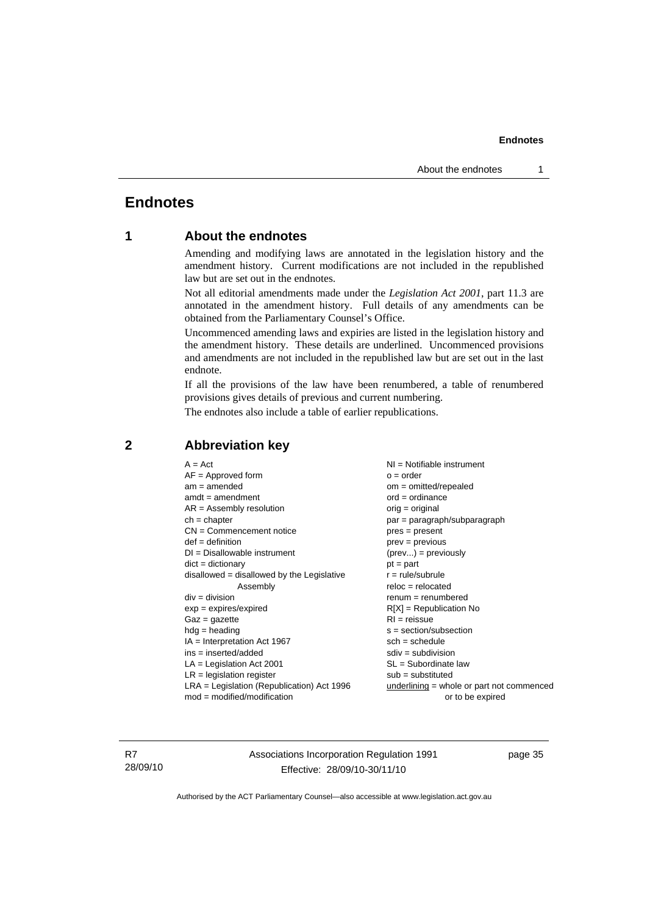# Endnotes

## 1 About the endnotes

Amending and modifying laws are annotated in the legislation history and the amendment history. Current modifications are not included in the republished law but are set out in the endnotes.

Not all editorial amendments made under the *Legislation Act 2001*, part 11.3 are annotated in the amendment history. Full details of any amendments can be obtained from the Parliamentary Counsel's Office.

Uncommenced amending laws and expiries are listed in the legislation history and the amendment history. These details are underlined. Uncommenced provisions and amendments are not included in the republished law but are set out in the last endnote.

If all the provisions of the law have been renumbered, a table of renumbered provisions gives details of previous and current numbering.

The endnotes also include a table of earlier republications.

## 2 Abbreviation key

A = Act
AF = Approved form
am = amended
amdt = amendment
AR = Assembly resolution
ch = chapter
CN = Commencement notice
def = definition
DI = Disallowable instrument
dict = dictionary
disallowed = disallowed by the Legislative Assembly
div = division
exp = expires/expired
Gaz = gazette
hdg = heading
IA = Interpretation Act 1967
ins = inserted/added
LA = Legislation Act 2001
LR = legislation register
LRA = Legislation (Republication) Act 1996
mod = modified/modification
NI = Notifiable instrument
o = order
om = omitted/repealed
ord = ordinance
orig = original
par = paragraph/subparagraph
pres = present
prev = previous
(prev...) = previously
pt = part
r = rule/subrule
reloc = relocated
renum = renumbered
R[X] = Republication No
RI = reissue
s = section/subsection
sch = schedule
sdiv = subdivision
SL = Subordinate law
sub = substituted
underlining = whole or part not commenced or to be expired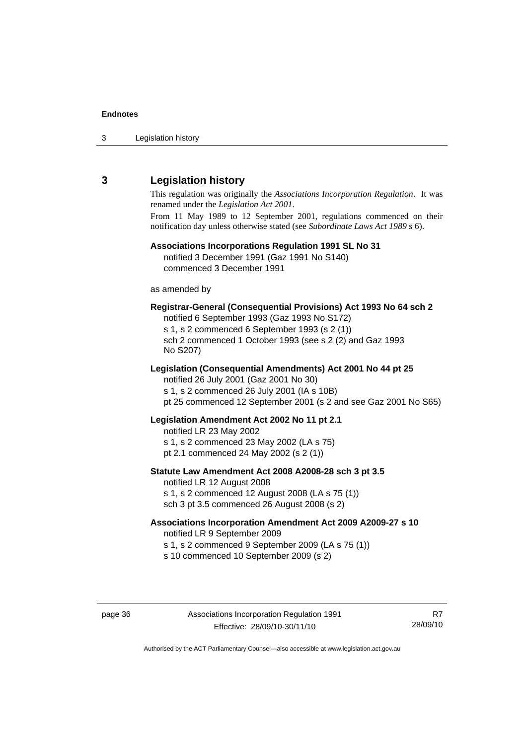## 3 Legislation history

This regulation was originally the *Associations Incorporation Regulation*. It was renamed under the *Legislation Act 2001*.

From 11 May 1989 to 12 September 2001, regulations commenced on their notification day unless otherwise stated (see *Subordinate Laws Act 1989* s 6).

**Associations Incorporations Regulation 1991 SL No 31**

notified 3 December 1991 (Gaz 1991 No S140)
commenced 3 December 1991

as amended by

**Registrar-General (Consequential Provisions) Act 1993 No 64 sch 2**

notified 6 September 1993 (Gaz 1993 No S172)
s 1, s 2 commenced 6 September 1993 (s 2 (1))
sch 2 commenced 1 October 1993 (see s 2 (2) and Gaz 1993 No S207)

**Legislation (Consequential Amendments) Act 2001 No 44 pt 25**

notified 26 July 2001 (Gaz 2001 No 30)
s 1, s 2 commenced 26 July 2001 (IA s 10B)
pt 25 commenced 12 September 2001 (s 2 and see Gaz 2001 No S65)

**Legislation Amendment Act 2002 No 11 pt 2.1**

notified LR 23 May 2002
s 1, s 2 commenced 23 May 2002 (LA s 75)
pt 2.1 commenced 24 May 2002 (s 2 (1))

**Statute Law Amendment Act 2008 A2008-28 sch 3 pt 3.5**

notified LR 12 August 2008
s 1, s 2 commenced 12 August 2008 (LA s 75 (1))
sch 3 pt 3.5 commenced 26 August 2008 (s 2)

**Associations Incorporation Amendment Act 2009 A2009-27 s 10**

notified LR 9 September 2009
s 1, s 2 commenced 9 September 2009 (LA s 75 (1))
s 10 commenced 10 September 2009 (s 2)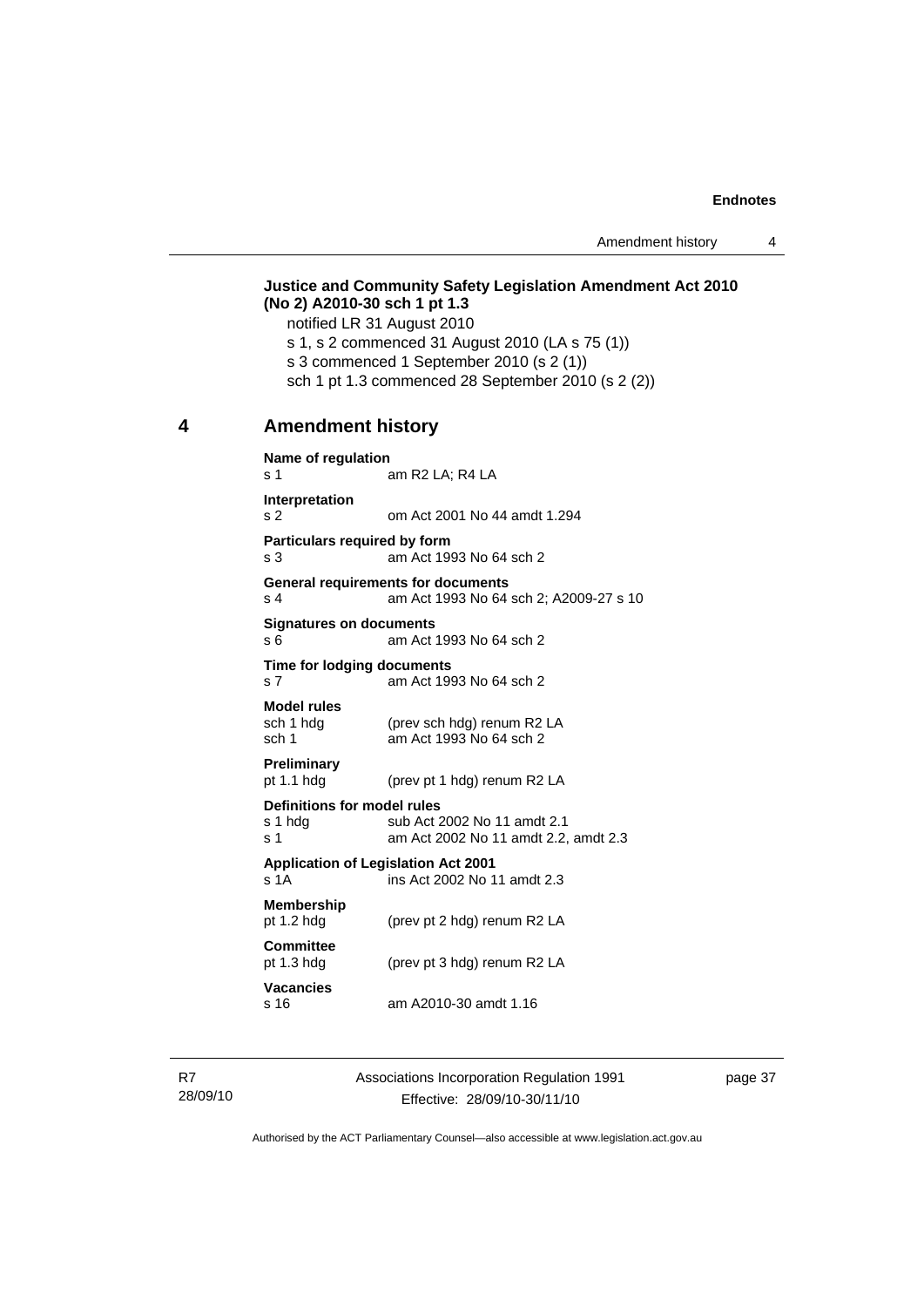**Justice and Community Safety Legislation Amendment Act 2010 (No 2) A2010-30 sch 1 pt 1.3**

notified LR 31 August 2010

s 1, s 2 commenced 31 August 2010 (LA s 75 (1))

s 3 commenced 1 September 2010 (s 2 (1))

sch 1 pt 1.3 commenced 28 September 2010 (s 2 (2))

## 4 Amendment history

**Name of regulation**
s 1 am R2 LA; R4 LA

**Interpretation**
s 2 om Act 2001 No 44 amdt 1.294

**Particulars required by form**
s 3 am Act 1993 No 64 sch 2

**General requirements for documents**
s 4 am Act 1993 No 64 sch 2; A2009-27 s 10

**Signatures on documents**
s 6 am Act 1993 No 64 sch 2

**Time for lodging documents**
s 7 am Act 1993 No 64 sch 2

**Model rules**
sch 1 hdg (prev sch hdg) renum R2 LA
sch 1 am Act 1993 No 64 sch 2

**Preliminary**
pt 1.1 hdg (prev pt 1 hdg) renum R2 LA

**Definitions for model rules**
s 1 hdg sub Act 2002 No 11 amdt 2.1
s 1 am Act 2002 No 11 amdt 2.2, amdt 2.3

**Application of Legislation Act 2001**
s 1A ins Act 2002 No 11 amdt 2.3

**Membership**
pt 1.2 hdg (prev pt 2 hdg) renum R2 LA

**Committee**
pt 1.3 hdg (prev pt 3 hdg) renum R2 LA

**Vacancies**
s 16 am A2010-30 amdt 1.16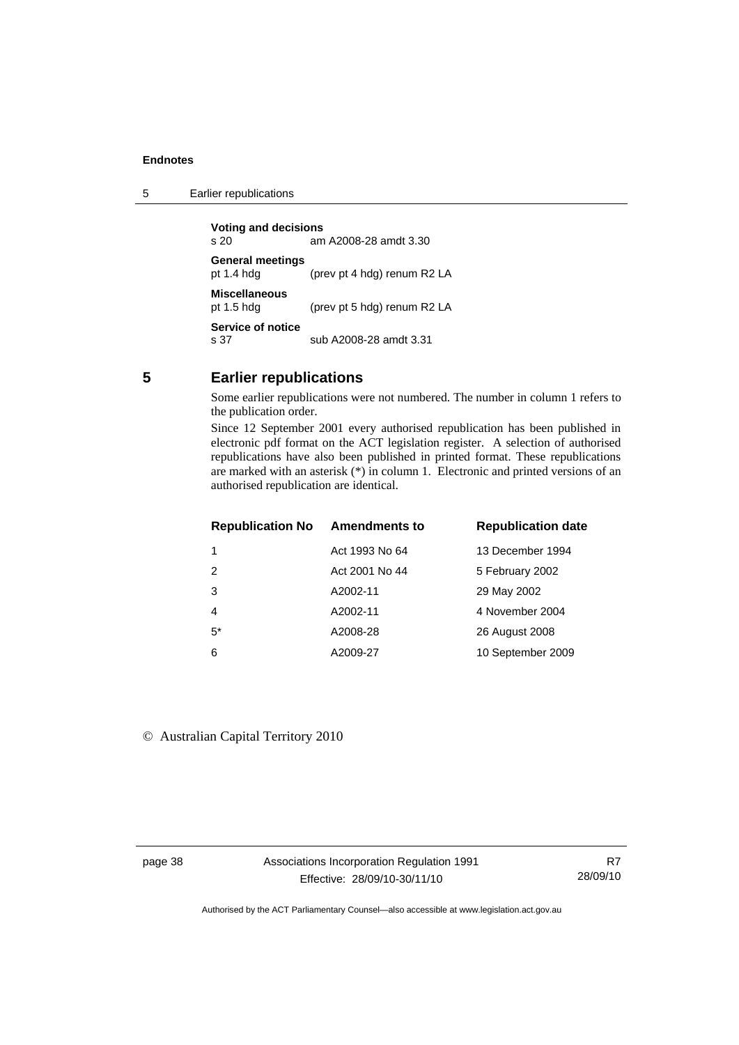**Voting and decisions**
s 20 am A2008-28 amdt 3.30

**General meetings**
pt 1.4 hdg (prev pt 4 hdg) renum R2 LA

**Miscellaneous**
pt 1.5 hdg (prev pt 5 hdg) renum R2 LA

**Service of notice**
s 37 sub A2008-28 amdt 3.31

## 5 Earlier republications

Some earlier republications were not numbered. The number in column 1 refers to the publication order.

Since 12 September 2001 every authorised republication has been published in electronic pdf format on the ACT legislation register. A selection of authorised republications have also been published in printed format. These republications are marked with an asterisk (*) in column 1. Electronic and printed versions of an authorised republication are identical.

| Republication No | Amendments to | Republication date |
|---|---|---|
| 1 | Act 1993 No 64 | 13 December 1994 |
| 2 | Act 2001 No 44 | 5 February 2002 |
| 3 | A2002-11 | 29 May 2002 |
| 4 | A2002-11 | 4 November 2004 |
| 5* | A2008-28 | 26 August 2008 |
| 6 | A2009-27 | 10 September 2009 |

© Australian Capital Territory 2010